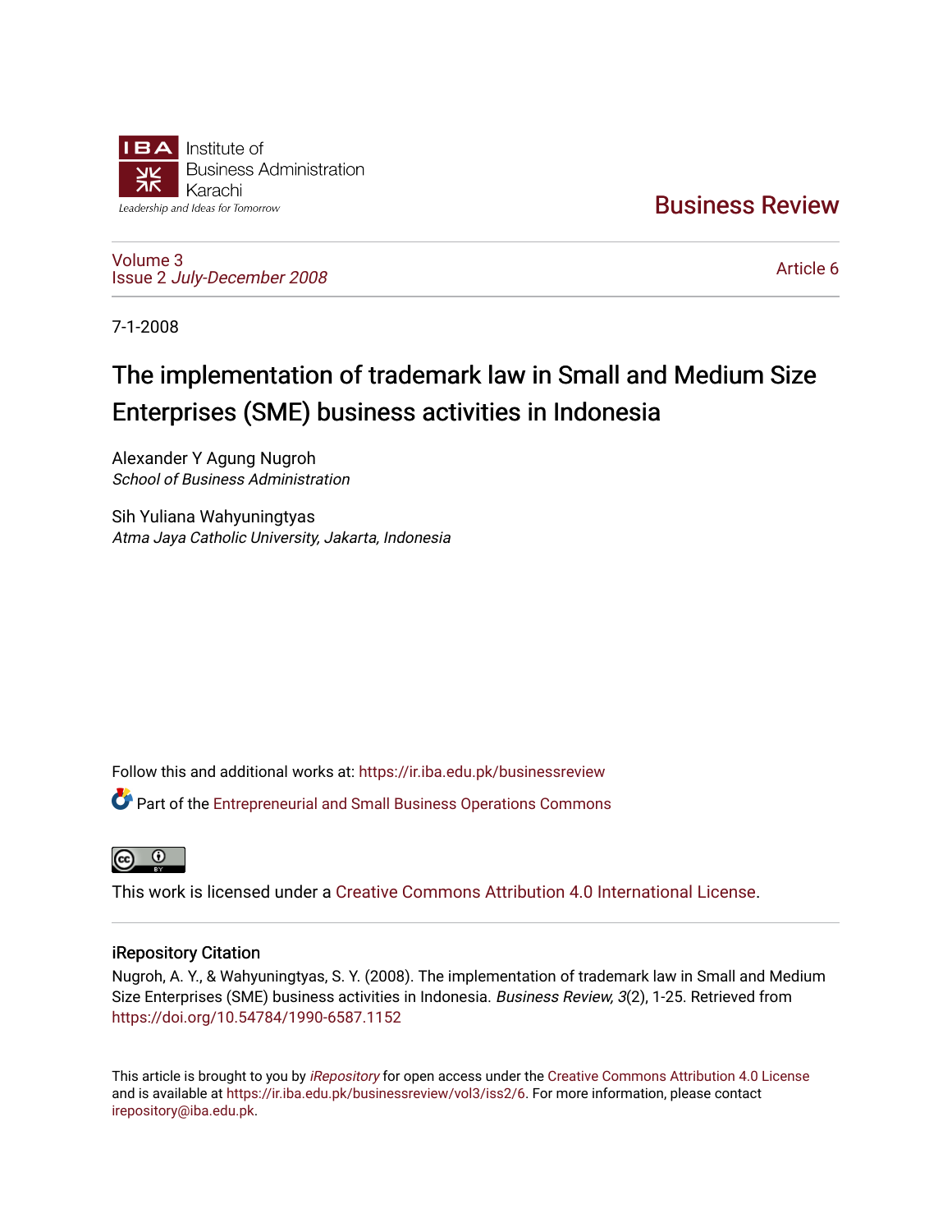Institute of Business Administration Karachi

Leadership and Ideas for Tomorrow

Business Review

Volume 3
Issue 2 *July-December 2008*

Article 6

7-1-2008

# The implementation of trademark law in Small and Medium Size Enterprises (SME) business activities in Indonesia

Alexander Y Agung Nugroh
*School of Business Administration*

Sih Yuliana Wahyuningtyas
*Atma Jaya Catholic University, Jakarta, Indonesia*

Follow this and additional works at: https://ir.iba.edu.pk/businessreview

Part of the Entrepreneurial and Small Business Operations Commons

This work is licensed under a Creative Commons Attribution 4.0 International License.

## iRepository Citation

Nugroh, A. Y., & Wahyuningtyas, S. Y. (2008). The implementation of trademark law in Small and Medium Size Enterprises (SME) business activities in Indonesia. *Business Review, 3*(2), 1-25. Retrieved from https://doi.org/10.54784/1990-6587.1152

This article is brought to you by *iRepository* for open access under the Creative Commons Attribution 4.0 License and is available at https://ir.iba.edu.pk/businessreview/vol3/iss2/6. For more information, please contact irepository@iba.edu.pk.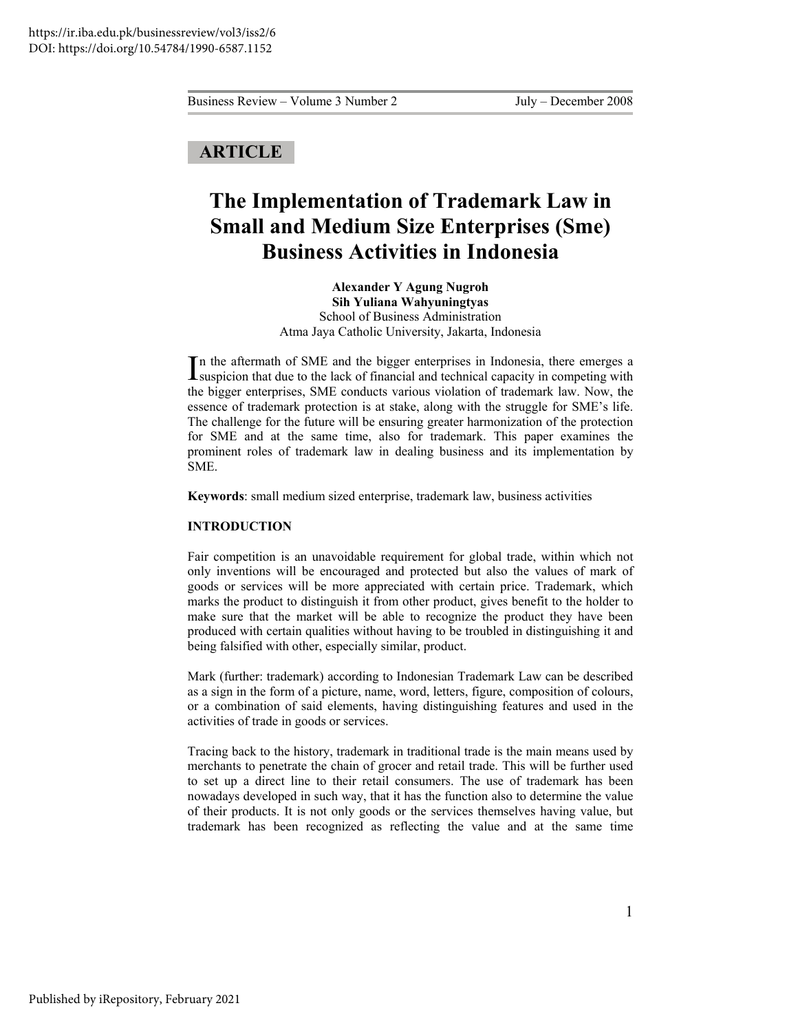## ARTICLE

# The Implementation of Trademark Law in Small and Medium Size Enterprises (Sme) Business Activities in Indonesia

**Alexander Y Agung Nugroh**
**Sih Yuliana Wahyuningtyas**
School of Business Administration
Atma Jaya Catholic University, Jakarta, Indonesia

In the aftermath of SME and the bigger enterprises in Indonesia, there emerges a suspicion that due to the lack of financial and technical capacity in competing with the bigger enterprises, SME conducts various violation of trademark law. Now, the essence of trademark protection is at stake, along with the struggle for SME's life. The challenge for the future will be ensuring greater harmonization of the protection for SME and at the same time, also for trademark. This paper examines the prominent roles of trademark law in dealing business and its implementation by SME.

**Keywords**: small medium sized enterprise, trademark law, business activities

### INTRODUCTION

Fair competition is an unavoidable requirement for global trade, within which not only inventions will be encouraged and protected but also the values of mark of goods or services will be more appreciated with certain price. Trademark, which marks the product to distinguish it from other product, gives benefit to the holder to make sure that the market will be able to recognize the product they have been produced with certain qualities without having to be troubled in distinguishing it and being falsified with other, especially similar, product.

Mark (further: trademark) according to Indonesian Trademark Law can be described as a sign in the form of a picture, name, word, letters, figure, composition of colours, or a combination of said elements, having distinguishing features and used in the activities of trade in goods or services.

Tracing back to the history, trademark in traditional trade is the main means used by merchants to penetrate the chain of grocer and retail trade. This will be further used to set up a direct line to their retail consumers. The use of trademark has been nowadays developed in such way, that it has the function also to determine the value of their products. It is not only goods or the services themselves having value, but trademark has been recognized as reflecting the value and at the same time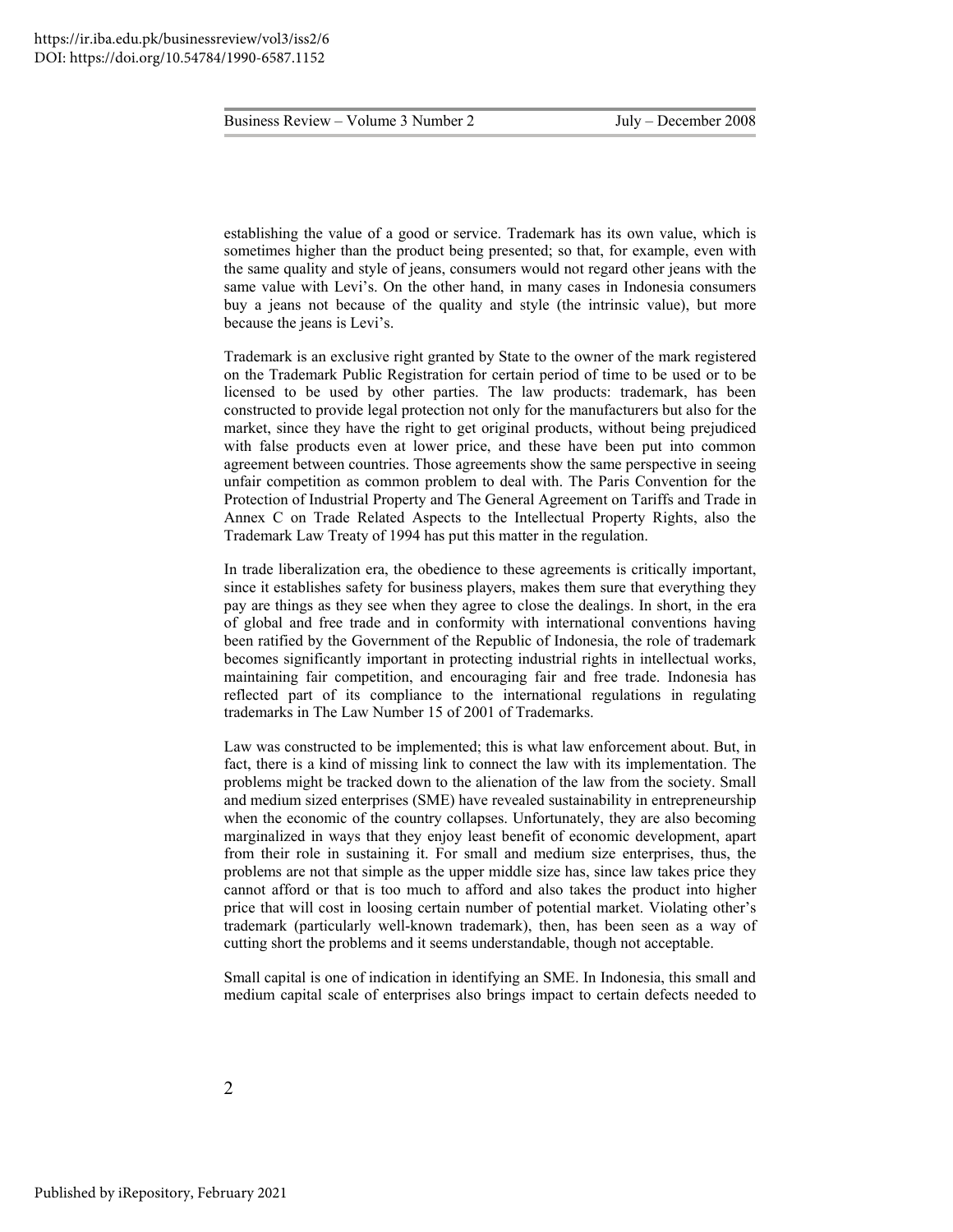establishing the value of a good or service. Trademark has its own value, which is sometimes higher than the product being presented; so that, for example, even with the same quality and style of jeans, consumers would not regard other jeans with the same value with Levi's. On the other hand, in many cases in Indonesia consumers buy a jeans not because of the quality and style (the intrinsic value), but more because the jeans is Levi's.

Trademark is an exclusive right granted by State to the owner of the mark registered on the Trademark Public Registration for certain period of time to be used or to be licensed to be used by other parties. The law products: trademark, has been constructed to provide legal protection not only for the manufacturers but also for the market, since they have the right to get original products, without being prejudiced with false products even at lower price, and these have been put into common agreement between countries. Those agreements show the same perspective in seeing unfair competition as common problem to deal with. The Paris Convention for the Protection of Industrial Property and The General Agreement on Tariffs and Trade in Annex C on Trade Related Aspects to the Intellectual Property Rights, also the Trademark Law Treaty of 1994 has put this matter in the regulation.

In trade liberalization era, the obedience to these agreements is critically important, since it establishes safety for business players, makes them sure that everything they pay are things as they see when they agree to close the dealings. In short, in the era of global and free trade and in conformity with international conventions having been ratified by the Government of the Republic of Indonesia, the role of trademark becomes significantly important in protecting industrial rights in intellectual works, maintaining fair competition, and encouraging fair and free trade. Indonesia has reflected part of its compliance to the international regulations in regulating trademarks in The Law Number 15 of 2001 of Trademarks.

Law was constructed to be implemented; this is what law enforcement about. But, in fact, there is a kind of missing link to connect the law with its implementation. The problems might be tracked down to the alienation of the law from the society. Small and medium sized enterprises (SME) have revealed sustainability in entrepreneurship when the economic of the country collapses. Unfortunately, they are also becoming marginalized in ways that they enjoy least benefit of economic development, apart from their role in sustaining it. For small and medium size enterprises, thus, the problems are not that simple as the upper middle size has, since law takes price they cannot afford or that is too much to afford and also takes the product into higher price that will cost in loosing certain number of potential market. Violating other's trademark (particularly well-known trademark), then, has been seen as a way of cutting short the problems and it seems understandable, though not acceptable.

Small capital is one of indication in identifying an SME. In Indonesia, this small and medium capital scale of enterprises also brings impact to certain defects needed to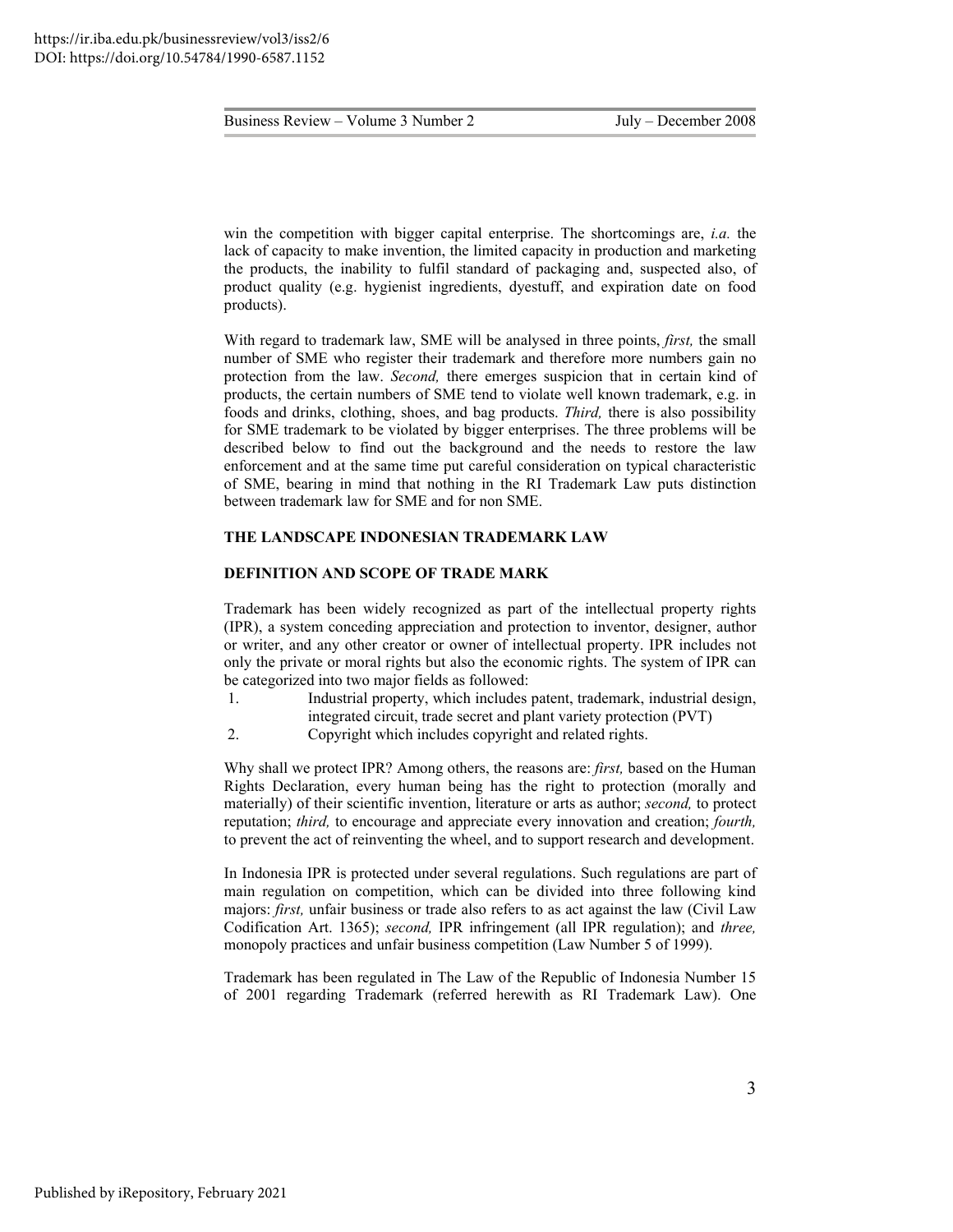win the competition with bigger capital enterprise. The shortcomings are, *i.a.* the lack of capacity to make invention, the limited capacity in production and marketing the products, the inability to fulfil standard of packaging and, suspected also, of product quality (e.g. hygienist ingredients, dyestuff, and expiration date on food products).

With regard to trademark law, SME will be analysed in three points, *first,* the small number of SME who register their trademark and therefore more numbers gain no protection from the law. *Second,* there emerges suspicion that in certain kind of products, the certain numbers of SME tend to violate well known trademark, e.g. in foods and drinks, clothing, shoes, and bag products. *Third,* there is also possibility for SME trademark to be violated by bigger enterprises. The three problems will be described below to find out the background and the needs to restore the law enforcement and at the same time put careful consideration on typical characteristic of SME, bearing in mind that nothing in the RI Trademark Law puts distinction between trademark law for SME and for non SME.

## THE LANDSCAPE INDONESIAN TRADEMARK LAW

### DEFINITION AND SCOPE OF TRADE MARK

Trademark has been widely recognized as part of the intellectual property rights (IPR), a system conceding appreciation and protection to inventor, designer, author or writer, and any other creator or owner of intellectual property. IPR includes not only the private or moral rights but also the economic rights. The system of IPR can be categorized into two major fields as followed:

1. Industrial property, which includes patent, trademark, industrial design, integrated circuit, trade secret and plant variety protection (PVT)
2. Copyright which includes copyright and related rights.

Why shall we protect IPR? Among others, the reasons are: *first,* based on the Human Rights Declaration, every human being has the right to protection (morally and materially) of their scientific invention, literature or arts as author; *second,* to protect reputation; *third,* to encourage and appreciate every innovation and creation; *fourth,* to prevent the act of reinventing the wheel, and to support research and development.

In Indonesia IPR is protected under several regulations. Such regulations are part of main regulation on competition, which can be divided into three following kind majors: *first,* unfair business or trade also refers to as act against the law (Civil Law Codification Art. 1365); *second,* IPR infringement (all IPR regulation); and *three,* monopoly practices and unfair business competition (Law Number 5 of 1999).

Trademark has been regulated in The Law of the Republic of Indonesia Number 15 of 2001 regarding Trademark (referred herewith as RI Trademark Law). One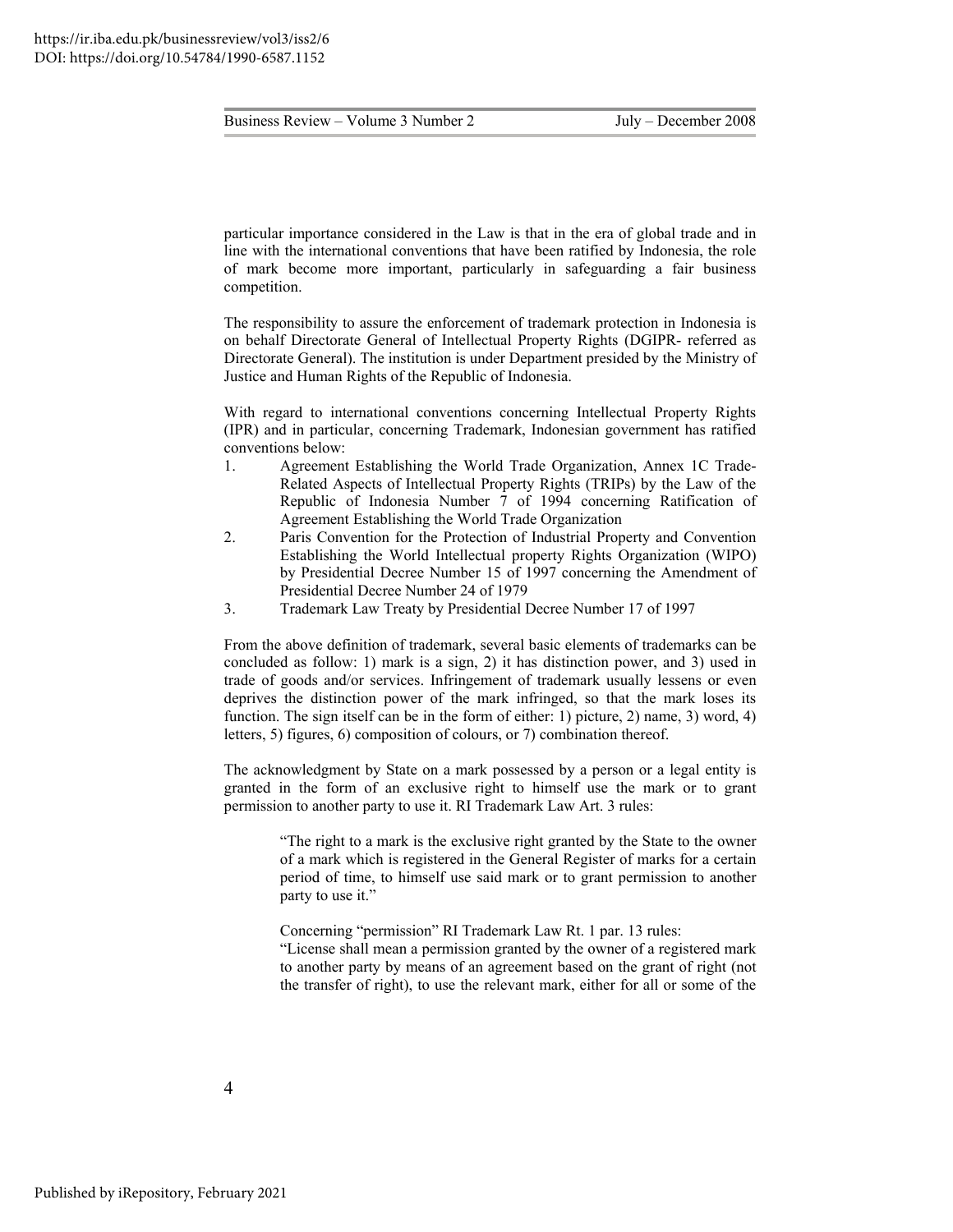particular importance considered in the Law is that in the era of global trade and in line with the international conventions that have been ratified by Indonesia, the role of mark become more important, particularly in safeguarding a fair business competition.

The responsibility to assure the enforcement of trademark protection in Indonesia is on behalf Directorate General of Intellectual Property Rights (DGIPR- referred as Directorate General). The institution is under Department presided by the Ministry of Justice and Human Rights of the Republic of Indonesia.

With regard to international conventions concerning Intellectual Property Rights (IPR) and in particular, concerning Trademark, Indonesian government has ratified conventions below:

1. Agreement Establishing the World Trade Organization, Annex 1C Trade-Related Aspects of Intellectual Property Rights (TRIPs) by the Law of the Republic of Indonesia Number 7 of 1994 concerning Ratification of Agreement Establishing the World Trade Organization
2. Paris Convention for the Protection of Industrial Property and Convention Establishing the World Intellectual property Rights Organization (WIPO) by Presidential Decree Number 15 of 1997 concerning the Amendment of Presidential Decree Number 24 of 1979
3. Trademark Law Treaty by Presidential Decree Number 17 of 1997

From the above definition of trademark, several basic elements of trademarks can be concluded as follow: 1) mark is a sign, 2) it has distinction power, and 3) used in trade of goods and/or services. Infringement of trademark usually lessens or even deprives the distinction power of the mark infringed, so that the mark loses its function. The sign itself can be in the form of either: 1) picture, 2) name, 3) word, 4) letters, 5) figures, 6) composition of colours, or 7) combination thereof.

The acknowledgment by State on a mark possessed by a person or a legal entity is granted in the form of an exclusive right to himself use the mark or to grant permission to another party to use it. RI Trademark Law Art. 3 rules:

> "The right to a mark is the exclusive right granted by the State to the owner of a mark which is registered in the General Register of marks for a certain period of time, to himself use said mark or to grant permission to another party to use it."
>
> Concerning "permission" RI Trademark Law Rt. 1 par. 13 rules:
> "License shall mean a permission granted by the owner of a registered mark to another party by means of an agreement based on the grant of right (not the transfer of right), to use the relevant mark, either for all or some of the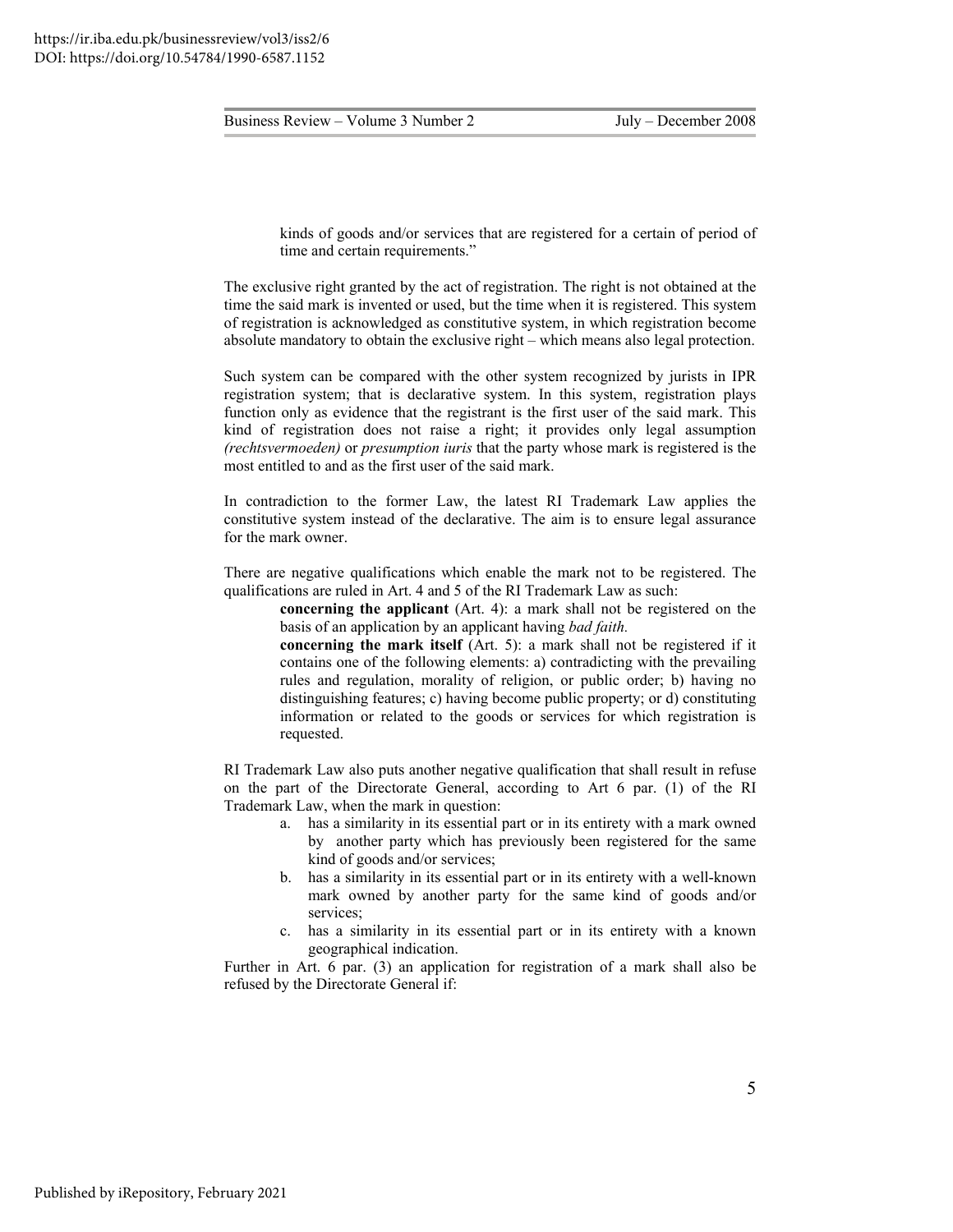kinds of goods and/or services that are registered for a certain of period of time and certain requirements."

The exclusive right granted by the act of registration. The right is not obtained at the time the said mark is invented or used, but the time when it is registered. This system of registration is acknowledged as constitutive system, in which registration become absolute mandatory to obtain the exclusive right – which means also legal protection.

Such system can be compared with the other system recognized by jurists in IPR registration system; that is declarative system. In this system, registration plays function only as evidence that the registrant is the first user of the said mark. This kind of registration does not raise a right; it provides only legal assumption *(rechtsvermoeden)* or *presumption iuris* that the party whose mark is registered is the most entitled to and as the first user of the said mark.

In contradiction to the former Law, the latest RI Trademark Law applies the constitutive system instead of the declarative. The aim is to ensure legal assurance for the mark owner.

There are negative qualifications which enable the mark not to be registered. The qualifications are ruled in Art. 4 and 5 of the RI Trademark Law as such:

> **concerning the applicant** (Art. 4): a mark shall not be registered on the basis of an application by an applicant having *bad faith.*
>
> **concerning the mark itself** (Art. 5): a mark shall not be registered if it contains one of the following elements: a) contradicting with the prevailing rules and regulation, morality of religion, or public order; b) having no distinguishing features; c) having become public property; or d) constituting information or related to the goods or services for which registration is requested.

RI Trademark Law also puts another negative qualification that shall result in refuse on the part of the Directorate General, according to Art 6 par. (1) of the RI Trademark Law, when the mark in question:

a. has a similarity in its essential part or in its entirety with a mark owned by another party which has previously been registered for the same kind of goods and/or services;
b. has a similarity in its essential part or in its entirety with a well-known mark owned by another party for the same kind of goods and/or services;
c. has a similarity in its essential part or in its entirety with a known geographical indication.

Further in Art. 6 par. (3) an application for registration of a mark shall also be refused by the Directorate General if: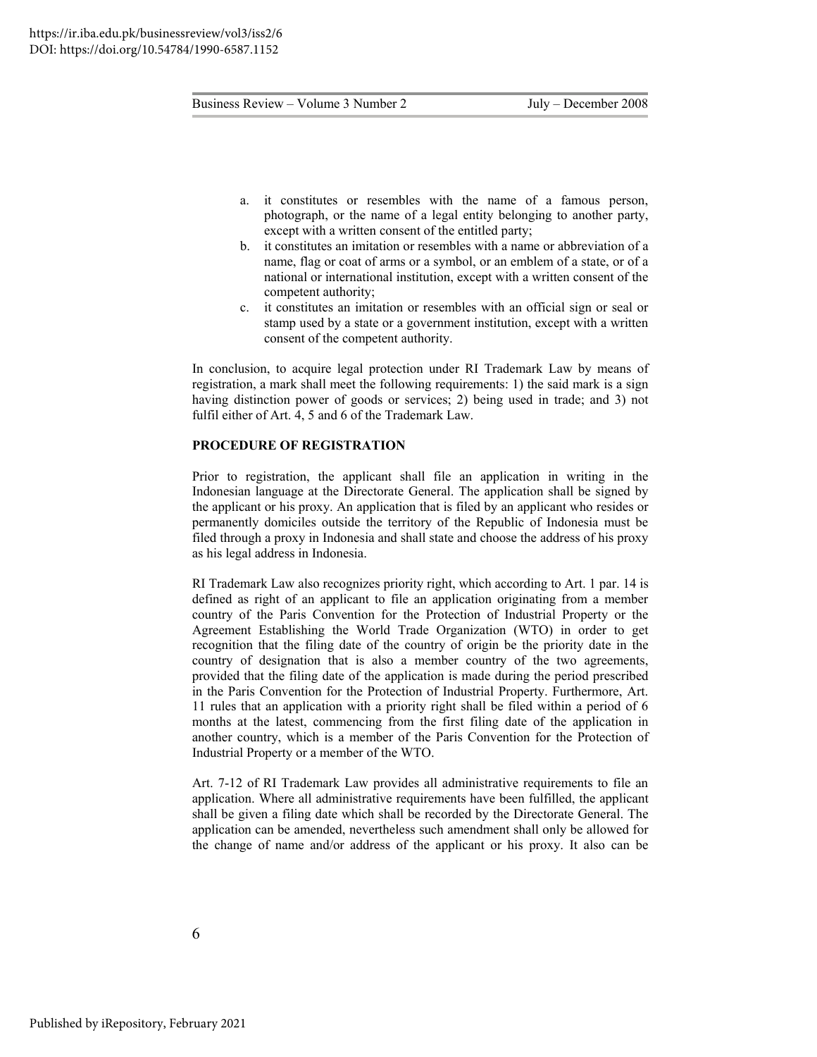a. it constitutes or resembles with the name of a famous person, photograph, or the name of a legal entity belonging to another party, except with a written consent of the entitled party;
b. it constitutes an imitation or resembles with a name or abbreviation of a name, flag or coat of arms or a symbol, or an emblem of a state, or of a national or international institution, except with a written consent of the competent authority;
c. it constitutes an imitation or resembles with an official sign or seal or stamp used by a state or a government institution, except with a written consent of the competent authority.

In conclusion, to acquire legal protection under RI Trademark Law by means of registration, a mark shall meet the following requirements: 1) the said mark is a sign having distinction power of goods or services; 2) being used in trade; and 3) not fulfil either of Art. 4, 5 and 6 of the Trademark Law.

## PROCEDURE OF REGISTRATION

Prior to registration, the applicant shall file an application in writing in the Indonesian language at the Directorate General. The application shall be signed by the applicant or his proxy. An application that is filed by an applicant who resides or permanently domiciles outside the territory of the Republic of Indonesia must be filed through a proxy in Indonesia and shall state and choose the address of his proxy as his legal address in Indonesia.

RI Trademark Law also recognizes priority right, which according to Art. 1 par. 14 is defined as right of an applicant to file an application originating from a member country of the Paris Convention for the Protection of Industrial Property or the Agreement Establishing the World Trade Organization (WTO) in order to get recognition that the filing date of the country of origin be the priority date in the country of designation that is also a member country of the two agreements, provided that the filing date of the application is made during the period prescribed in the Paris Convention for the Protection of Industrial Property. Furthermore, Art. 11 rules that an application with a priority right shall be filed within a period of 6 months at the latest, commencing from the first filing date of the application in another country, which is a member of the Paris Convention for the Protection of Industrial Property or a member of the WTO.

Art. 7-12 of RI Trademark Law provides all administrative requirements to file an application. Where all administrative requirements have been fulfilled, the applicant shall be given a filing date which shall be recorded by the Directorate General. The application can be amended, nevertheless such amendment shall only be allowed for the change of name and/or address of the applicant or his proxy. It also can be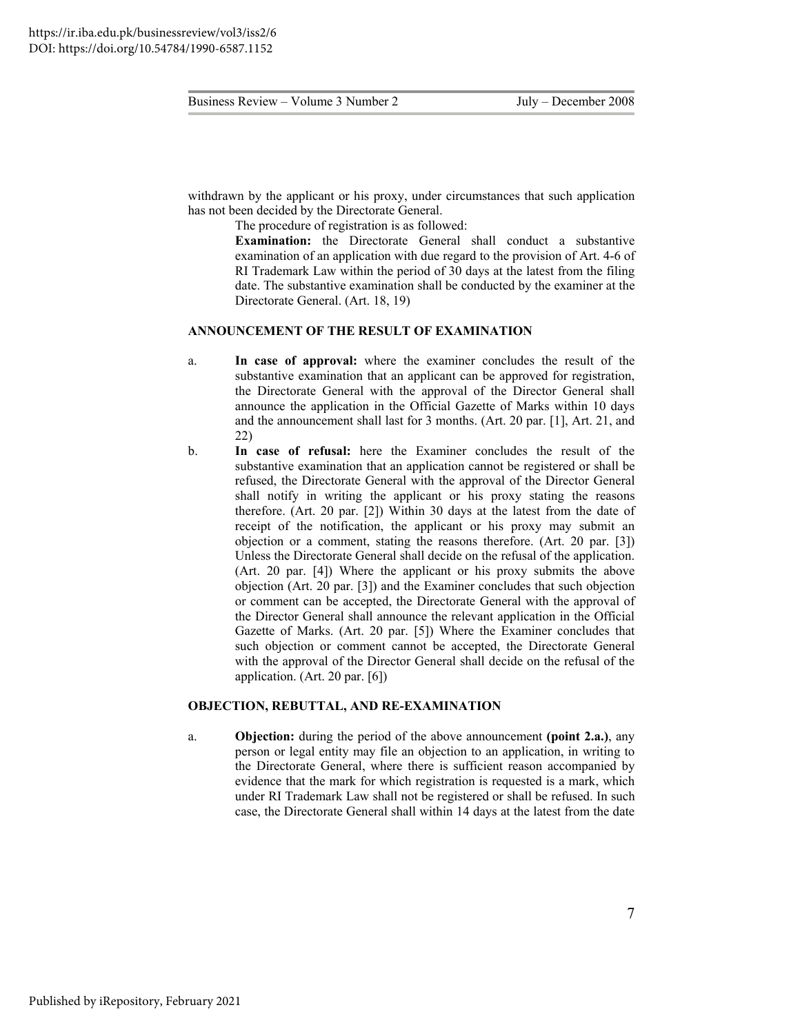withdrawn by the applicant or his proxy, under circumstances that such application has not been decided by the Directorate General.

The procedure of registration is as followed:

**Examination:** the Directorate General shall conduct a substantive examination of an application with due regard to the provision of Art. 4-6 of RI Trademark Law within the period of 30 days at the latest from the filing date. The substantive examination shall be conducted by the examiner at the Directorate General. (Art. 18, 19)

#### ANNOUNCEMENT OF THE RESULT OF EXAMINATION

a. **In case of approval:** where the examiner concludes the result of the substantive examination that an applicant can be approved for registration, the Directorate General with the approval of the Director General shall announce the application in the Official Gazette of Marks within 10 days and the announcement shall last for 3 months. (Art. 20 par. [1], Art. 21, and 22)

b. **In case of refusal:** here the Examiner concludes the result of the substantive examination that an application cannot be registered or shall be refused, the Directorate General with the approval of the Director General shall notify in writing the applicant or his proxy stating the reasons therefore. (Art. 20 par. [2]) Within 30 days at the latest from the date of receipt of the notification, the applicant or his proxy may submit an objection or a comment, stating the reasons therefore. (Art. 20 par. [3]) Unless the Directorate General shall decide on the refusal of the application. (Art. 20 par. [4]) Where the applicant or his proxy submits the above objection (Art. 20 par. [3]) and the Examiner concludes that such objection or comment can be accepted, the Directorate General with the approval of the Director General shall announce the relevant application in the Official Gazette of Marks. (Art. 20 par. [5]) Where the Examiner concludes that such objection or comment cannot be accepted, the Directorate General with the approval of the Director General shall decide on the refusal of the application. (Art. 20 par. [6])

#### OBJECTION, REBUTTAL, AND RE-EXAMINATION

a. **Objection:** during the period of the above announcement **(point 2.a.)**, any person or legal entity may file an objection to an application, in writing to the Directorate General, where there is sufficient reason accompanied by evidence that the mark for which registration is requested is a mark, which under RI Trademark Law shall not be registered or shall be refused. In such case, the Directorate General shall within 14 days at the latest from the date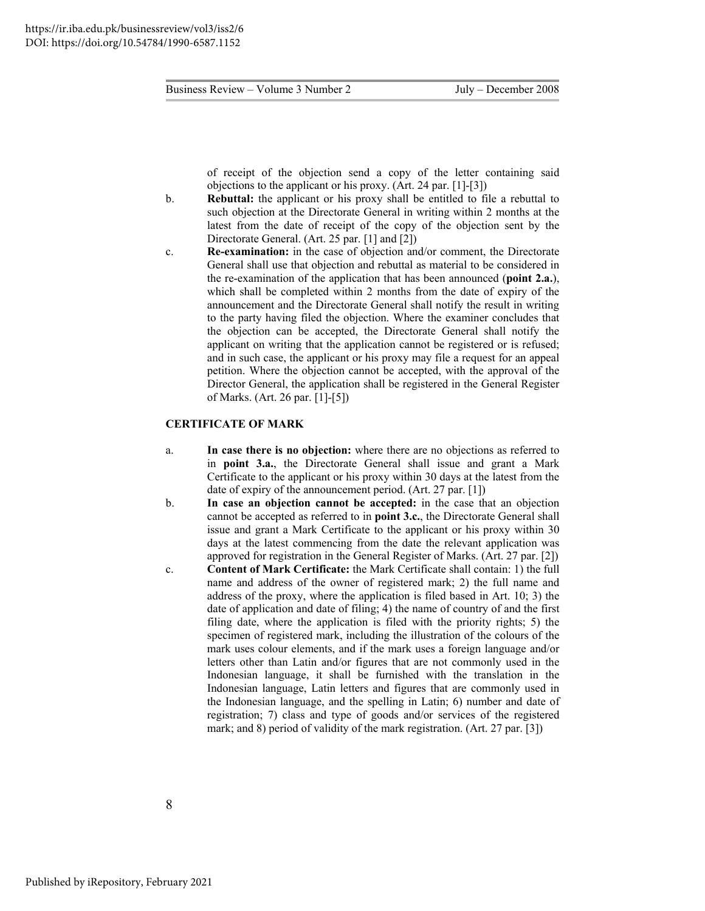of receipt of the objection send a copy of the letter containing said objections to the applicant or his proxy. (Art. 24 par. [1]-[3])

b. **Rebuttal:** the applicant or his proxy shall be entitled to file a rebuttal to such objection at the Directorate General in writing within 2 months at the latest from the date of receipt of the copy of the objection sent by the Directorate General. (Art. 25 par. [1] and [2])

c. **Re-examination:** in the case of objection and/or comment, the Directorate General shall use that objection and rebuttal as material to be considered in the re-examination of the application that has been announced (**point 2.a.**), which shall be completed within 2 months from the date of expiry of the announcement and the Directorate General shall notify the result in writing to the party having filed the objection. Where the examiner concludes that the objection can be accepted, the Directorate General shall notify the applicant on writing that the application cannot be registered or is refused; and in such case, the applicant or his proxy may file a request for an appeal petition. Where the objection cannot be accepted, with the approval of the Director General, the application shall be registered in the General Register of Marks. (Art. 26 par. [1]-[5])

**CERTIFICATE OF MARK**

a. **In case there is no objection:** where there are no objections as referred to in **point 3.a.**, the Directorate General shall issue and grant a Mark Certificate to the applicant or his proxy within 30 days at the latest from the date of expiry of the announcement period. (Art. 27 par. [1])

b. **In case an objection cannot be accepted:** in the case that an objection cannot be accepted as referred to in **point 3.c.**, the Directorate General shall issue and grant a Mark Certificate to the applicant or his proxy within 30 days at the latest commencing from the date the relevant application was approved for registration in the General Register of Marks. (Art. 27 par. [2])

c. **Content of Mark Certificate:** the Mark Certificate shall contain: 1) the full name and address of the owner of registered mark; 2) the full name and address of the proxy, where the application is filed based in Art. 10; 3) the date of application and date of filing; 4) the name of country of and the first filing date, where the application is filed with the priority rights; 5) the specimen of registered mark, including the illustration of the colours of the mark uses colour elements, and if the mark uses a foreign language and/or letters other than Latin and/or figures that are not commonly used in the Indonesian language, it shall be furnished with the translation in the Indonesian language, Latin letters and figures that are commonly used in the Indonesian language, and the spelling in Latin; 6) number and date of registration; 7) class and type of goods and/or services of the registered mark; and 8) period of validity of the mark registration. (Art. 27 par. [3])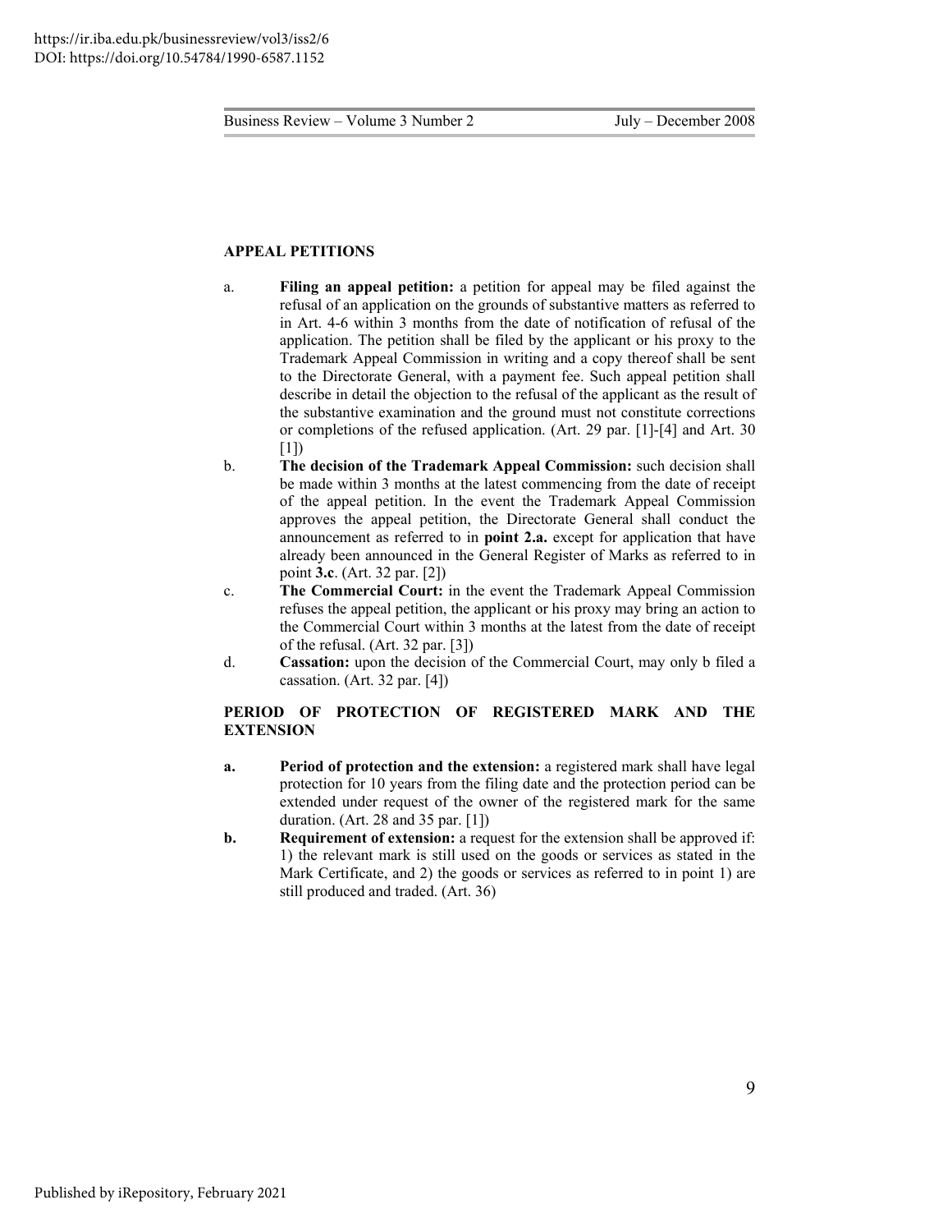**APPEAL PETITIONS**

a. **Filing an appeal petition:** a petition for appeal may be filed against the refusal of an application on the grounds of substantive matters as referred to in Art. 4-6 within 3 months from the date of notification of refusal of the application. The petition shall be filed by the applicant or his proxy to the Trademark Appeal Commission in writing and a copy thereof shall be sent to the Directorate General, with a payment fee. Such appeal petition shall describe in detail the objection to the refusal of the applicant as the result of the substantive examination and the ground must not constitute corrections or completions of the refused application. (Art. 29 par. [1]-[4] and Art. 30 [1])

b. **The decision of the Trademark Appeal Commission:** such decision shall be made within 3 months at the latest commencing from the date of receipt of the appeal petition. In the event the Trademark Appeal Commission approves the appeal petition, the Directorate General shall conduct the announcement as referred to in **point 2.a.** except for application that have already been announced in the General Register of Marks as referred to in point **3.c**. (Art. 32 par. [2])

c. **The Commercial Court:** in the event the Trademark Appeal Commission refuses the appeal petition, the applicant or his proxy may bring an action to the Commercial Court within 3 months at the latest from the date of receipt of the refusal. (Art. 32 par. [3])

d. **Cassation:** upon the decision of the Commercial Court, may only b filed a cassation. (Art. 32 par. [4])

**PERIOD OF PROTECTION OF REGISTERED MARK AND THE EXTENSION**

**a.** **Period of protection and the extension:** a registered mark shall have legal protection for 10 years from the filing date and the protection period can be extended under request of the owner of the registered mark for the same duration. (Art. 28 and 35 par. [1])

**b.** **Requirement of extension:** a request for the extension shall be approved if: 1) the relevant mark is still used on the goods or services as stated in the Mark Certificate, and 2) the goods or services as referred to in point 1) are still produced and traded. (Art. 36)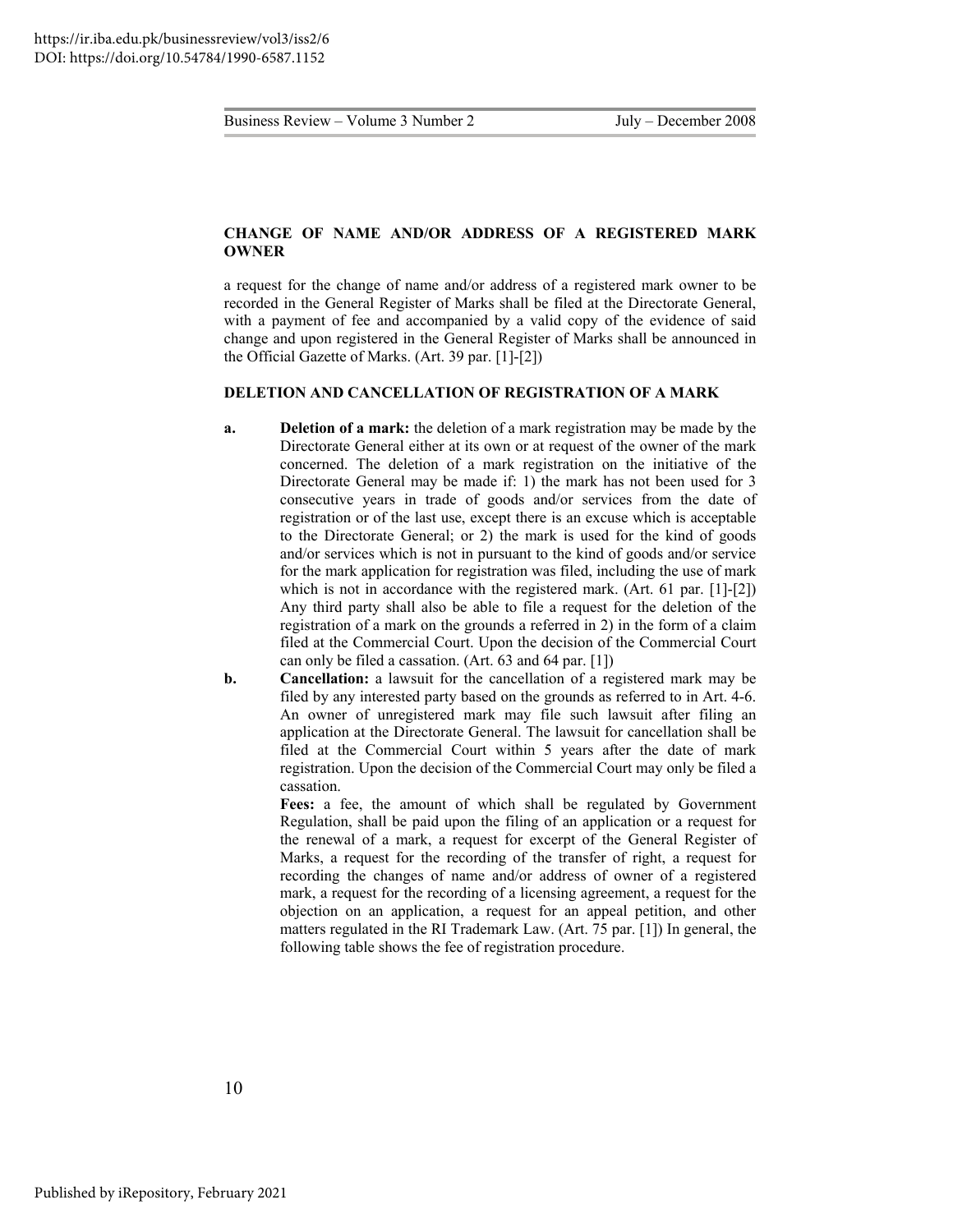**CHANGE OF NAME AND/OR ADDRESS OF A REGISTERED MARK OWNER**

a request for the change of name and/or address of a registered mark owner to be recorded in the General Register of Marks shall be filed at the Directorate General, with a payment of fee and accompanied by a valid copy of the evidence of said change and upon registered in the General Register of Marks shall be announced in the Official Gazette of Marks. (Art. 39 par. [1]-[2])

**DELETION AND CANCELLATION OF REGISTRATION OF A MARK**

**a. Deletion of a mark:** the deletion of a mark registration may be made by the Directorate General either at its own or at request of the owner of the mark concerned. The deletion of a mark registration on the initiative of the Directorate General may be made if: 1) the mark has not been used for 3 consecutive years in trade of goods and/or services from the date of registration or of the last use, except there is an excuse which is acceptable to the Directorate General; or 2) the mark is used for the kind of goods and/or services which is not in pursuant to the kind of goods and/or service for the mark application for registration was filed, including the use of mark which is not in accordance with the registered mark. (Art. 61 par. [1]-[2]) Any third party shall also be able to file a request for the deletion of the registration of a mark on the grounds a referred in 2) in the form of a claim filed at the Commercial Court. Upon the decision of the Commercial Court can only be filed a cassation. (Art. 63 and 64 par. [1])

**b. Cancellation:** a lawsuit for the cancellation of a registered mark may be filed by any interested party based on the grounds as referred to in Art. 4-6. An owner of unregistered mark may file such lawsuit after filing an application at the Directorate General. The lawsuit for cancellation shall be filed at the Commercial Court within 5 years after the date of mark registration. Upon the decision of the Commercial Court may only be filed a cassation.

**Fees:** a fee, the amount of which shall be regulated by Government Regulation, shall be paid upon the filing of an application or a request for the renewal of a mark, a request for excerpt of the General Register of Marks, a request for the recording of the transfer of right, a request for recording the changes of name and/or address of owner of a registered mark, a request for the recording of a licensing agreement, a request for the objection on an application, a request for an appeal petition, and other matters regulated in the RI Trademark Law. (Art. 75 par. [1]) In general, the following table shows the fee of registration procedure.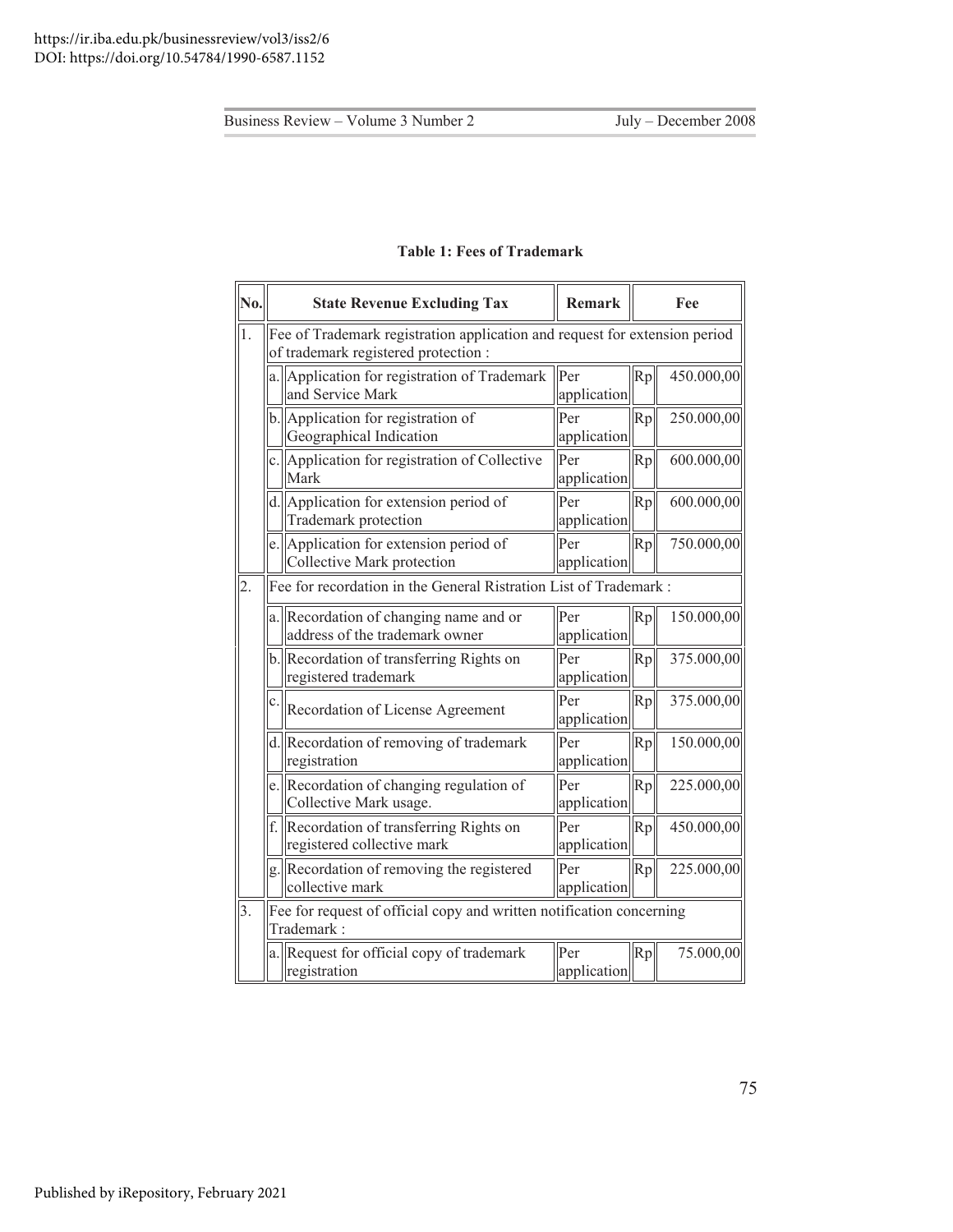**Table 1: Fees of Trademark**

| No. | | State Revenue Excluding Tax | Remark | | Fee |
|---|---|---|---|---|---|
| 1. | Fee of Trademark registration application and request for extension period of trademark registered protection : | | | | |
| | a. | Application for registration of Trademark and Service Mark | Per application | Rp | 450.000,00 |
| | b. | Application for registration of Geographical Indication | Per application | Rp | 250.000,00 |
| | c. | Application for registration of Collective Mark | Per application | Rp | 600.000,00 |
| | d. | Application for extension period of Trademark protection | Per application | Rp | 600.000,00 |
| | e. | Application for extension period of Collective Mark protection | Per application | Rp | 750.000,00 |
| 2. | Fee for recordation in the General Ristration List of Trademark : | | | | |
| | a. | Recordation of changing name and or address of the trademark owner | Per application | Rp | 150.000,00 |
| | b. | Recordation of transferring Rights on registered trademark | Per application | Rp | 375.000,00 |
| | c. | Recordation of License Agreement | Per application | Rp | 375.000,00 |
| | d. | Recordation of removing of trademark registration | Per application | Rp | 150.000,00 |
| | e. | Recordation of changing regulation of Collective Mark usage. | Per application | Rp | 225.000,00 |
| | f. | Recordation of transferring Rights on registered collective mark | Per application | Rp | 450.000,00 |
| | g. | Recordation of removing the registered collective mark | Per application | Rp | 225.000,00 |
| 3. | Fee for request of official copy and written notification concerning Trademark : | | | | |
| | a. | Request for official copy of trademark registration | Per application | Rp | 75.000,00 |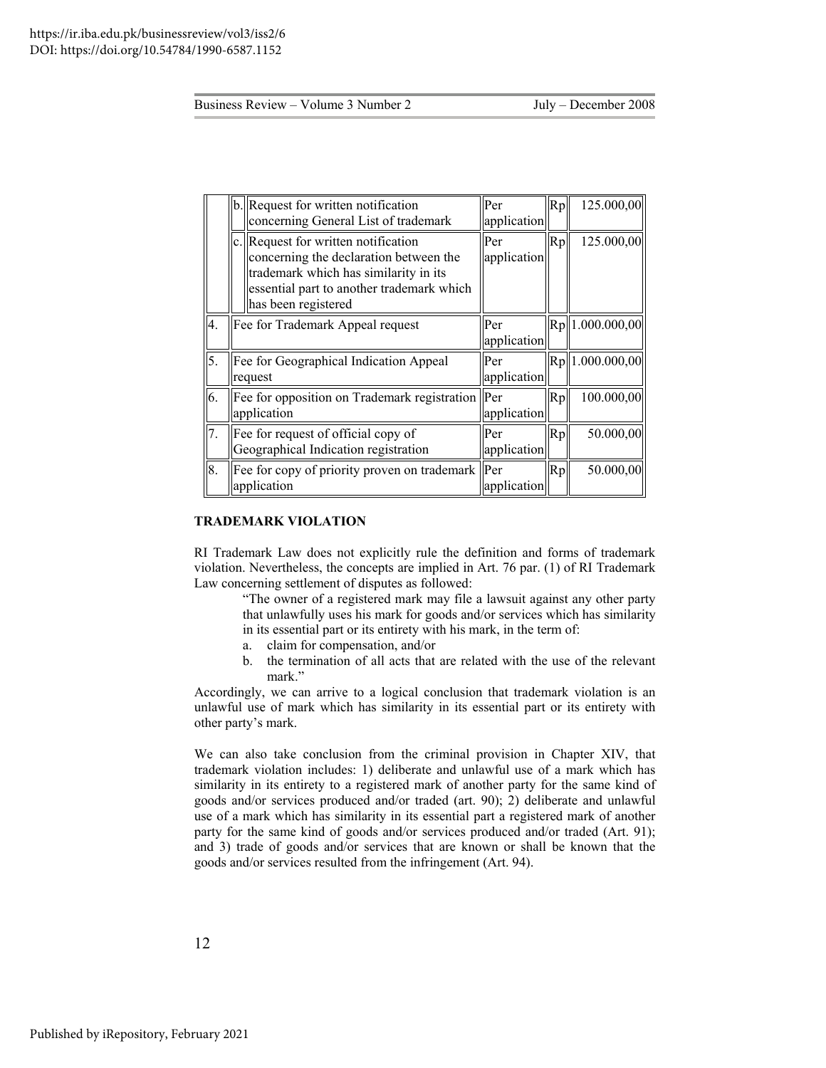| | | | | | |
|---|---|---|---|---|---|
| | b. | Request for written notification concerning General List of trademark | Per application | Rp | 125.000,00 |
| | c. | Request for written notification concerning the declaration between the trademark which has similarity in its essential part to another trademark which has been registered | Per application | Rp | 125.000,00 |
| 4. | | Fee for Trademark Appeal request | Per application | Rp | 1.000.000,00 |
| 5. | | Fee for Geographical Indication Appeal request | Per application | Rp | 1.000.000,00 |
| 6. | | Fee for opposition on Trademark registration application | Per application | Rp | 100.000,00 |
| 7. | | Fee for request of official copy of Geographical Indication registration | Per application | Rp | 50.000,00 |
| 8. | | Fee for copy of priority proven on trademark application | Per application | Rp | 50.000,00 |

**TRADEMARK VIOLATION**

RI Trademark Law does not explicitly rule the definition and forms of trademark violation. Nevertheless, the concepts are implied in Art. 76 par. (1) of RI Trademark Law concerning settlement of disputes as followed:

> "The owner of a registered mark may file a lawsuit against any other party that unlawfully uses his mark for goods and/or services which has similarity in its essential part or its entirety with his mark, in the term of:
> a. claim for compensation, and/or
> b. the termination of all acts that are related with the use of the relevant mark."

Accordingly, we can arrive to a logical conclusion that trademark violation is an unlawful use of mark which has similarity in its essential part or its entirety with other party's mark.

We can also take conclusion from the criminal provision in Chapter XIV, that trademark violation includes: 1) deliberate and unlawful use of a mark which has similarity in its entirety to a registered mark of another party for the same kind of goods and/or services produced and/or traded (art. 90); 2) deliberate and unlawful use of a mark which has similarity in its essential part a registered mark of another party for the same kind of goods and/or services produced and/or traded (Art. 91); and 3) trade of goods and/or services that are known or shall be known that the goods and/or services resulted from the infringement (Art. 94).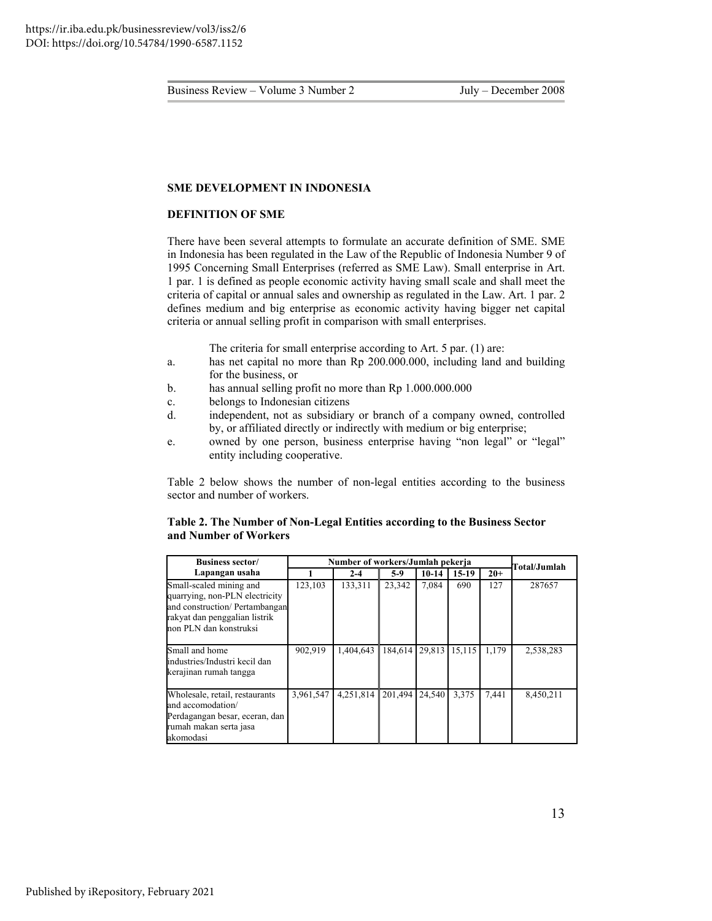## SME DEVELOPMENT IN INDONESIA

### DEFINITION OF SME

There have been several attempts to formulate an accurate definition of SME. SME in Indonesia has been regulated in the Law of the Republic of Indonesia Number 9 of 1995 Concerning Small Enterprises (referred as SME Law). Small enterprise in Art. 1 par. 1 is defined as people economic activity having small scale and shall meet the criteria of capital or annual sales and ownership as regulated in the Law. Art. 1 par. 2 defines medium and big enterprise as economic activity having bigger net capital criteria or annual selling profit in comparison with small enterprises.

The criteria for small enterprise according to Art. 5 par. (1) are:

a. has net capital no more than Rp 200.000.000, including land and building for the business, or
b. has annual selling profit no more than Rp 1.000.000.000
c. belongs to Indonesian citizens
d. independent, not as subsidiary or branch of a company owned, controlled by, or affiliated directly or indirectly with medium or big enterprise;
e. owned by one person, business enterprise having "non legal" or "legal" entity including cooperative.

Table 2 below shows the number of non-legal entities according to the business sector and number of workers.

**Table 2. The Number of Non-Legal Entities according to the Business Sector and Number of Workers**

| Business sector/ Lapangan usaha | Number of workers/Jumlah pekerja | | | | | | Total/Jumlah |
|---|---|---|---|---|---|---|---|
| | 1 | 2-4 | 5-9 | 10-14 | 15-19 | 20+ | |
| Small-scaled mining and quarrying, non-PLN electricity and construction/ Pertambangan rakyat dan penggalian listrik non PLN dan konstruksi | 123,103 | 133,311 | 23,342 | 7,084 | 690 | 127 | 287657 |
| Small and home industries/Industri kecil dan kerajinan rumah tangga | 902,919 | 1,404,643 | 184,614 | 29,813 | 15,115 | 1,179 | 2,538,283 |
| Wholesale, retail, restaurants and accomodation/ Perdagangan besar, eceran, dan rumah makan serta jasa akomodasi | 3,961,547 | 4,251,814 | 201,494 | 24,540 | 3,375 | 7,441 | 8,450,211 |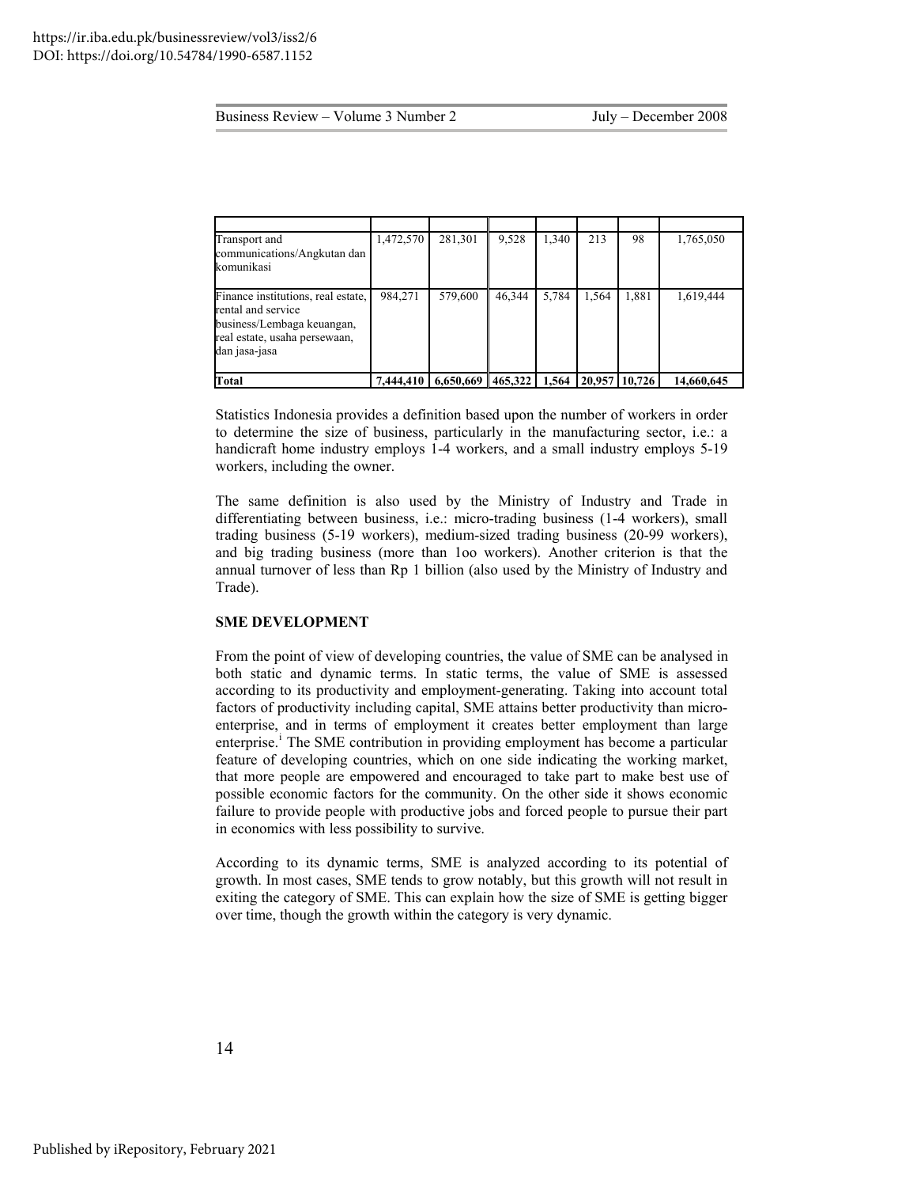| | | | | | | | |
|---|---|---|---|---|---|---|---|
| Transport and communications/Angkutan dan komunikasi | 1,472,570 | 281,301 | 9,528 | 1,340 | 213 | 98 | 1,765,050 |
| Finance institutions, real estate, rental and service business/Lembaga keuangan, real estate, usaha persewaan, dan jasa-jasa | 984,271 | 579,600 | 46,344 | 5,784 | 1,564 | 1,881 | 1,619,444 |
| **Total** | **7,444,410** | **6,650,669** | **465,322** | **1,564** | **20,957** | **10,726** | **14,660,645** |

Statistics Indonesia provides a definition based upon the number of workers in order to determine the size of business, particularly in the manufacturing sector, i.e.: a handicraft home industry employs 1-4 workers, and a small industry employs 5-19 workers, including the owner.

The same definition is also used by the Ministry of Industry and Trade in differentiating between business, i.e.: micro-trading business (1-4 workers), small trading business (5-19 workers), medium-sized trading business (20-99 workers), and big trading business (more than 1oo workers). Another criterion is that the annual turnover of less than Rp 1 billion (also used by the Ministry of Industry and Trade).

**SME DEVELOPMENT**

From the point of view of developing countries, the value of SME can be analysed in both static and dynamic terms. In static terms, the value of SME is assessed according to its productivity and employment-generating. Taking into account total factors of productivity including capital, SME attains better productivity than micro-enterprise, and in terms of employment it creates better employment than large enterprise.[i] The SME contribution in providing employment has become a particular feature of developing countries, which on one side indicating the working market, that more people are empowered and encouraged to take part to make best use of possible economic factors for the community. On the other side it shows economic failure to provide people with productive jobs and forced people to pursue their part in economics with less possibility to survive.

According to its dynamic terms, SME is analyzed according to its potential of growth. In most cases, SME tends to grow notably, but this growth will not result in exiting the category of SME. This can explain how the size of SME is getting bigger over time, though the growth within the category is very dynamic.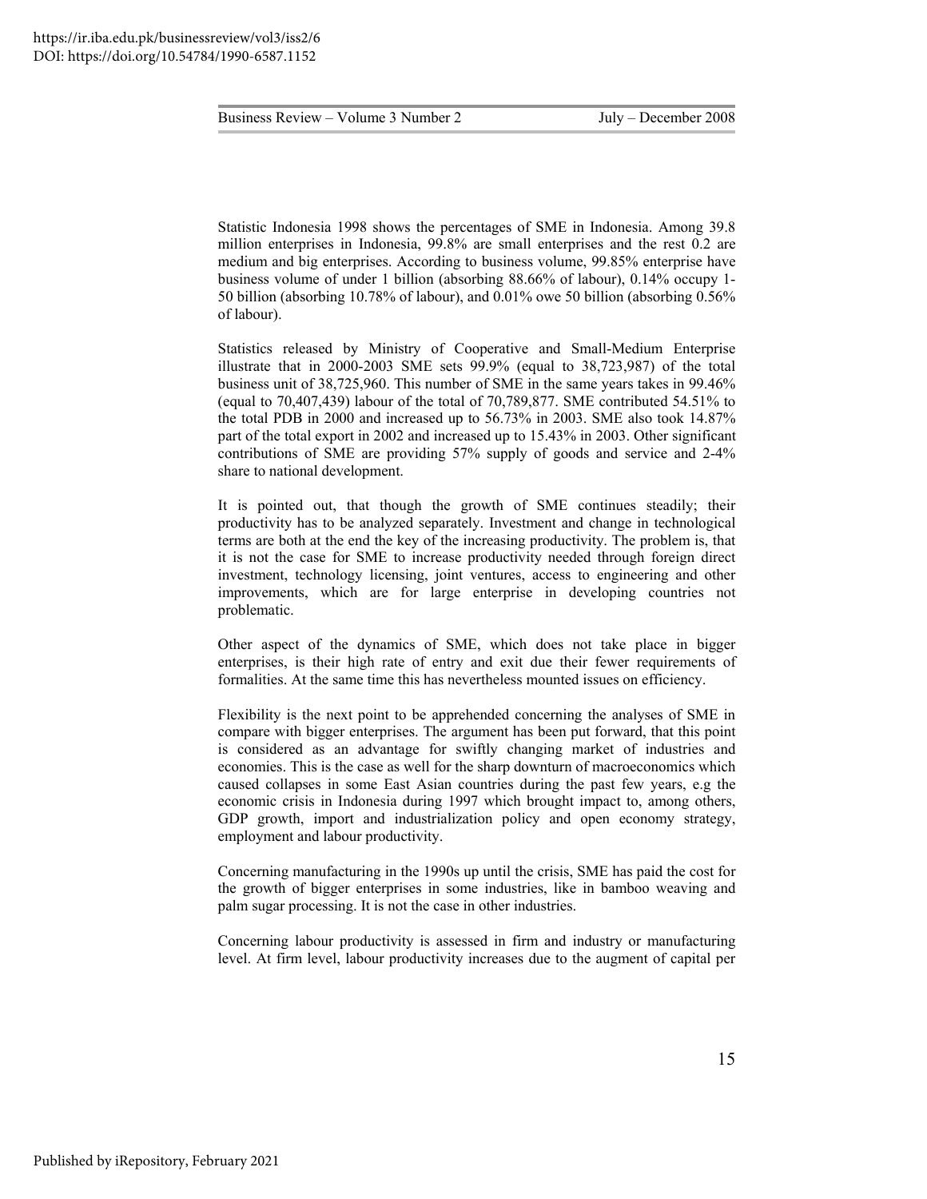Statistic Indonesia 1998 shows the percentages of SME in Indonesia. Among 39.8 million enterprises in Indonesia, 99.8% are small enterprises and the rest 0.2 are medium and big enterprises. According to business volume, 99.85% enterprise have business volume of under 1 billion (absorbing 88.66% of labour), 0.14% occupy 1-50 billion (absorbing 10.78% of labour), and 0.01% owe 50 billion (absorbing 0.56% of labour).

Statistics released by Ministry of Cooperative and Small-Medium Enterprise illustrate that in 2000-2003 SME sets 99.9% (equal to 38,723,987) of the total business unit of 38,725,960. This number of SME in the same years takes in 99.46% (equal to 70,407,439) labour of the total of 70,789,877. SME contributed 54.51% to the total PDB in 2000 and increased up to 56.73% in 2003. SME also took 14.87% part of the total export in 2002 and increased up to 15.43% in 2003. Other significant contributions of SME are providing 57% supply of goods and service and 2-4% share to national development.

It is pointed out, that though the growth of SME continues steadily; their productivity has to be analyzed separately. Investment and change in technological terms are both at the end the key of the increasing productivity. The problem is, that it is not the case for SME to increase productivity needed through foreign direct investment, technology licensing, joint ventures, access to engineering and other improvements, which are for large enterprise in developing countries not problematic.

Other aspect of the dynamics of SME, which does not take place in bigger enterprises, is their high rate of entry and exit due their fewer requirements of formalities. At the same time this has nevertheless mounted issues on efficiency.

Flexibility is the next point to be apprehended concerning the analyses of SME in compare with bigger enterprises. The argument has been put forward, that this point is considered as an advantage for swiftly changing market of industries and economies. This is the case as well for the sharp downturn of macroeconomics which caused collapses in some East Asian countries during the past few years, e.g the economic crisis in Indonesia during 1997 which brought impact to, among others, GDP growth, import and industrialization policy and open economy strategy, employment and labour productivity.

Concerning manufacturing in the 1990s up until the crisis, SME has paid the cost for the growth of bigger enterprises in some industries, like in bamboo weaving and palm sugar processing. It is not the case in other industries.

Concerning labour productivity is assessed in firm and industry or manufacturing level. At firm level, labour productivity increases due to the augment of capital per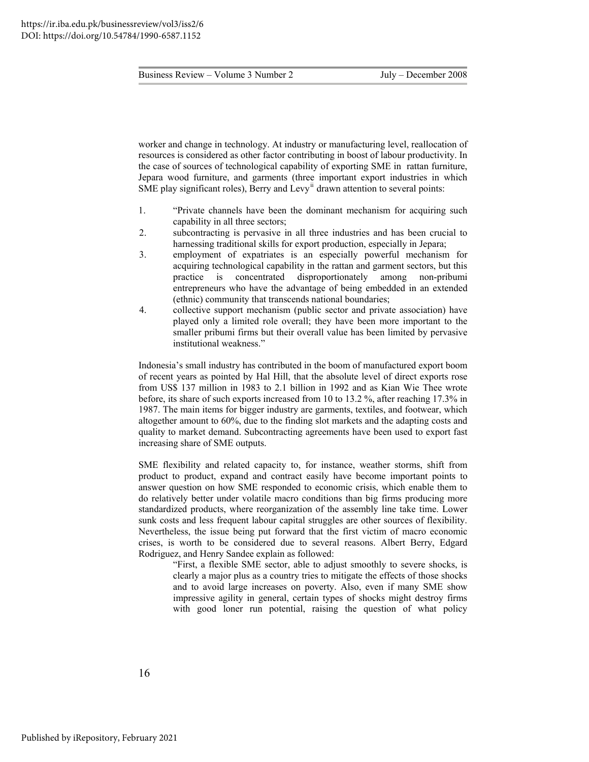worker and change in technology. At industry or manufacturing level, reallocation of resources is considered as other factor contributing in boost of labour productivity. In the case of sources of technological capability of exporting SME in rattan furniture, Jepara wood furniture, and garments (three important export industries in which SME play significant roles), Berry and Levy[ii] drawn attention to several points:

1. "Private channels have been the dominant mechanism for acquiring such capability in all three sectors;
2. subcontracting is pervasive in all three industries and has been crucial to harnessing traditional skills for export production, especially in Jepara;
3. employment of expatriates is an especially powerful mechanism for acquiring technological capability in the rattan and garment sectors, but this practice is concentrated disproportionately among non-pribumi entrepreneurs who have the advantage of being embedded in an extended (ethnic) community that transcends national boundaries;
4. collective support mechanism (public sector and private association) have played only a limited role overall; they have been more important to the smaller pribumi firms but their overall value has been limited by pervasive institutional weakness."

Indonesia's small industry has contributed in the boom of manufactured export boom of recent years as pointed by Hal Hill, that the absolute level of direct exports rose from US$ 137 million in 1983 to 2.1 billion in 1992 and as Kian Wie Thee wrote before, its share of such exports increased from 10 to 13.2 %, after reaching 17.3% in 1987. The main items for bigger industry are garments, textiles, and footwear, which altogether amount to 60%, due to the finding slot markets and the adapting costs and quality to market demand. Subcontracting agreements have been used to export fast increasing share of SME outputs.

SME flexibility and related capacity to, for instance, weather storms, shift from product to product, expand and contract easily have become important points to answer question on how SME responded to economic crisis, which enable them to do relatively better under volatile macro conditions than big firms producing more standardized products, where reorganization of the assembly line take time. Lower sunk costs and less frequent labour capital struggles are other sources of flexibility. Nevertheless, the issue being put forward that the first victim of macro economic crises, is worth to be considered due to several reasons. Albert Berry, Edgard Rodriguez, and Henry Sandee explain as followed:

> "First, a flexible SME sector, able to adjust smoothly to severe shocks, is clearly a major plus as a country tries to mitigate the effects of those shocks and to avoid large increases on poverty. Also, even if many SME show impressive agility in general, certain types of shocks might destroy firms with good loner run potential, raising the question of what policy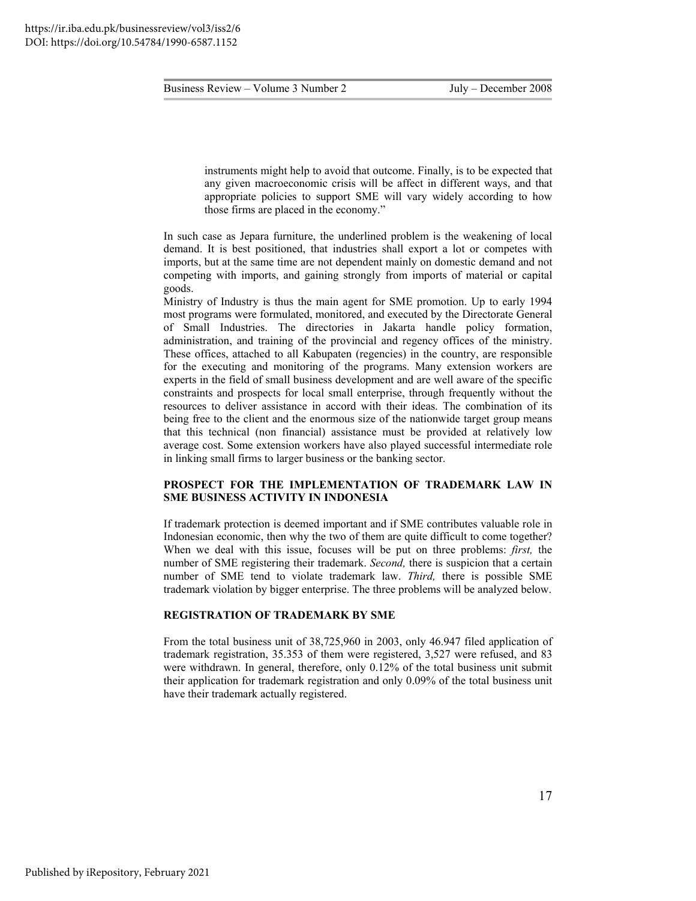> instruments might help to avoid that outcome. Finally, is to be expected that any given macroeconomic crisis will be affect in different ways, and that appropriate policies to support SME will vary widely according to how those firms are placed in the economy."

In such case as Jepara furniture, the underlined problem is the weakening of local demand. It is best positioned, that industries shall export a lot or competes with imports, but at the same time are not dependent mainly on domestic demand and not competing with imports, and gaining strongly from imports of material or capital goods.

Ministry of Industry is thus the main agent for SME promotion. Up to early 1994 most programs were formulated, monitored, and executed by the Directorate General of Small Industries. The directories in Jakarta handle policy formation, administration, and training of the provincial and regency offices of the ministry. These offices, attached to all Kabupaten (regencies) in the country, are responsible for the executing and monitoring of the programs. Many extension workers are experts in the field of small business development and are well aware of the specific constraints and prospects for local small enterprise, through frequently without the resources to deliver assistance in accord with their ideas. The combination of its being free to the client and the enormous size of the nationwide target group means that this technical (non financial) assistance must be provided at relatively low average cost. Some extension workers have also played successful intermediate role in linking small firms to larger business or the banking sector.

## PROSPECT FOR THE IMPLEMENTATION OF TRADEMARK LAW IN SME BUSINESS ACTIVITY IN INDONESIA

If trademark protection is deemed important and if SME contributes valuable role in Indonesian economic, then why the two of them are quite difficult to come together? When we deal with this issue, focuses will be put on three problems: *first,* the number of SME registering their trademark. *Second,* there is suspicion that a certain number of SME tend to violate trademark law. *Third,* there is possible SME trademark violation by bigger enterprise. The three problems will be analyzed below.

## REGISTRATION OF TRADEMARK BY SME

From the total business unit of 38,725,960 in 2003, only 46.947 filed application of trademark registration, 35.353 of them were registered, 3,527 were refused, and 83 were withdrawn. In general, therefore, only 0.12% of the total business unit submit their application for trademark registration and only 0.09% of the total business unit have their trademark actually registered.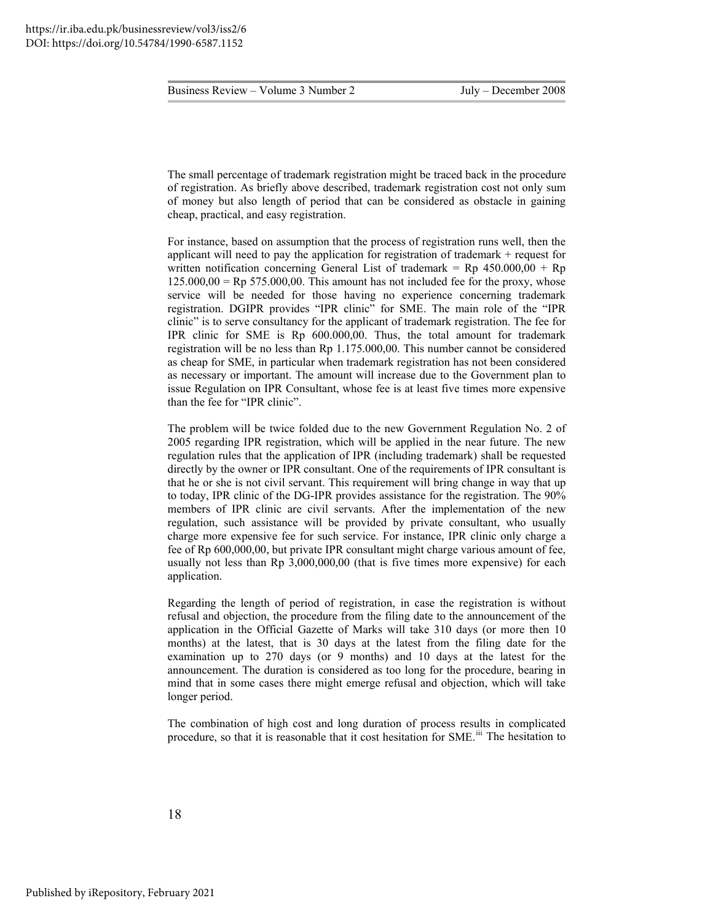The small percentage of trademark registration might be traced back in the procedure of registration. As briefly above described, trademark registration cost not only sum of money but also length of period that can be considered as obstacle in gaining cheap, practical, and easy registration.

For instance, based on assumption that the process of registration runs well, then the applicant will need to pay the application for registration of trademark + request for written notification concerning General List of trademark = Rp 450.000,00 + Rp 125.000,00 = Rp 575.000,00. This amount has not included fee for the proxy, whose service will be needed for those having no experience concerning trademark registration. DGIPR provides "IPR clinic" for SME. The main role of the "IPR clinic" is to serve consultancy for the applicant of trademark registration. The fee for IPR clinic for SME is Rp 600.000,00. Thus, the total amount for trademark registration will be no less than Rp 1.175.000,00. This number cannot be considered as cheap for SME, in particular when trademark registration has not been considered as necessary or important. The amount will increase due to the Government plan to issue Regulation on IPR Consultant, whose fee is at least five times more expensive than the fee for "IPR clinic".

The problem will be twice folded due to the new Government Regulation No. 2 of 2005 regarding IPR registration, which will be applied in the near future. The new regulation rules that the application of IPR (including trademark) shall be requested directly by the owner or IPR consultant. One of the requirements of IPR consultant is that he or she is not civil servant. This requirement will bring change in way that up to today, IPR clinic of the DG-IPR provides assistance for the registration. The 90% members of IPR clinic are civil servants. After the implementation of the new regulation, such assistance will be provided by private consultant, who usually charge more expensive fee for such service. For instance, IPR clinic only charge a fee of Rp 600,000,00, but private IPR consultant might charge various amount of fee, usually not less than Rp 3,000,000,00 (that is five times more expensive) for each application.

Regarding the length of period of registration, in case the registration is without refusal and objection, the procedure from the filing date to the announcement of the application in the Official Gazette of Marks will take 310 days (or more then 10 months) at the latest, that is 30 days at the latest from the filing date for the examination up to 270 days (or 9 months) and 10 days at the latest for the announcement. The duration is considered as too long for the procedure, bearing in mind that in some cases there might emerge refusal and objection, which will take longer period.

The combination of high cost and long duration of process results in complicated procedure, so that it is reasonable that it cost hesitation for SME.[iii] The hesitation to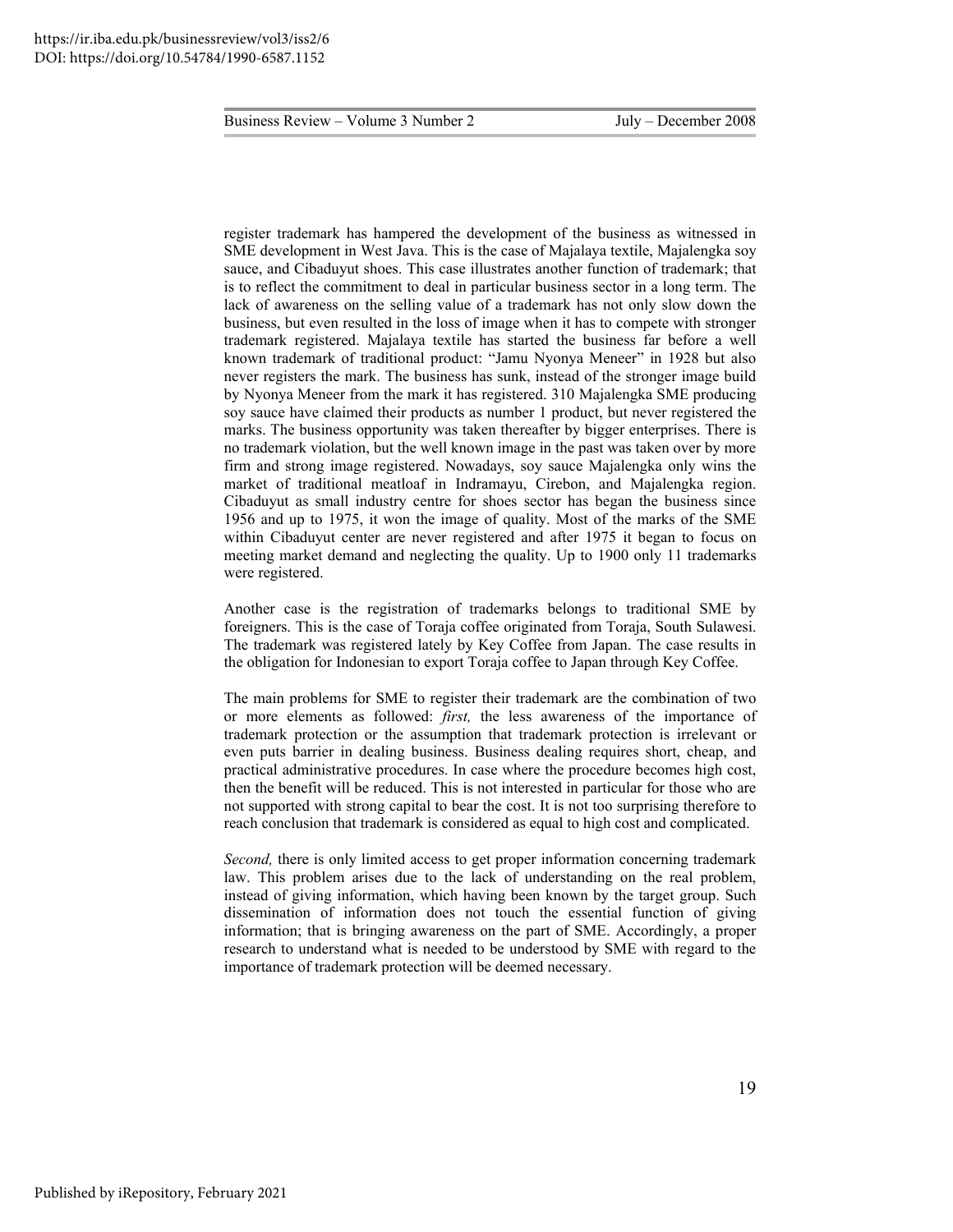register trademark has hampered the development of the business as witnessed in SME development in West Java. This is the case of Majalaya textile, Majalengka soy sauce, and Cibaduyut shoes. This case illustrates another function of trademark; that is to reflect the commitment to deal in particular business sector in a long term. The lack of awareness on the selling value of a trademark has not only slow down the business, but even resulted in the loss of image when it has to compete with stronger trademark registered. Majalaya textile has started the business far before a well known trademark of traditional product: "Jamu Nyonya Meneer" in 1928 but also never registers the mark. The business has sunk, instead of the stronger image build by Nyonya Meneer from the mark it has registered. 310 Majalengka SME producing soy sauce have claimed their products as number 1 product, but never registered the marks. The business opportunity was taken thereafter by bigger enterprises. There is no trademark violation, but the well known image in the past was taken over by more firm and strong image registered. Nowadays, soy sauce Majalengka only wins the market of traditional meatloaf in Indramayu, Cirebon, and Majalengka region. Cibaduyut as small industry centre for shoes sector has began the business since 1956 and up to 1975, it won the image of quality. Most of the marks of the SME within Cibaduyut center are never registered and after 1975 it began to focus on meeting market demand and neglecting the quality. Up to 1900 only 11 trademarks were registered.

Another case is the registration of trademarks belongs to traditional SME by foreigners. This is the case of Toraja coffee originated from Toraja, South Sulawesi. The trademark was registered lately by Key Coffee from Japan. The case results in the obligation for Indonesian to export Toraja coffee to Japan through Key Coffee.

The main problems for SME to register their trademark are the combination of two or more elements as followed: *first,* the less awareness of the importance of trademark protection or the assumption that trademark protection is irrelevant or even puts barrier in dealing business. Business dealing requires short, cheap, and practical administrative procedures. In case where the procedure becomes high cost, then the benefit will be reduced. This is not interested in particular for those who are not supported with strong capital to bear the cost. It is not too surprising therefore to reach conclusion that trademark is considered as equal to high cost and complicated.

*Second,* there is only limited access to get proper information concerning trademark law. This problem arises due to the lack of understanding on the real problem, instead of giving information, which having been known by the target group. Such dissemination of information does not touch the essential function of giving information; that is bringing awareness on the part of SME. Accordingly, a proper research to understand what is needed to be understood by SME with regard to the importance of trademark protection will be deemed necessary.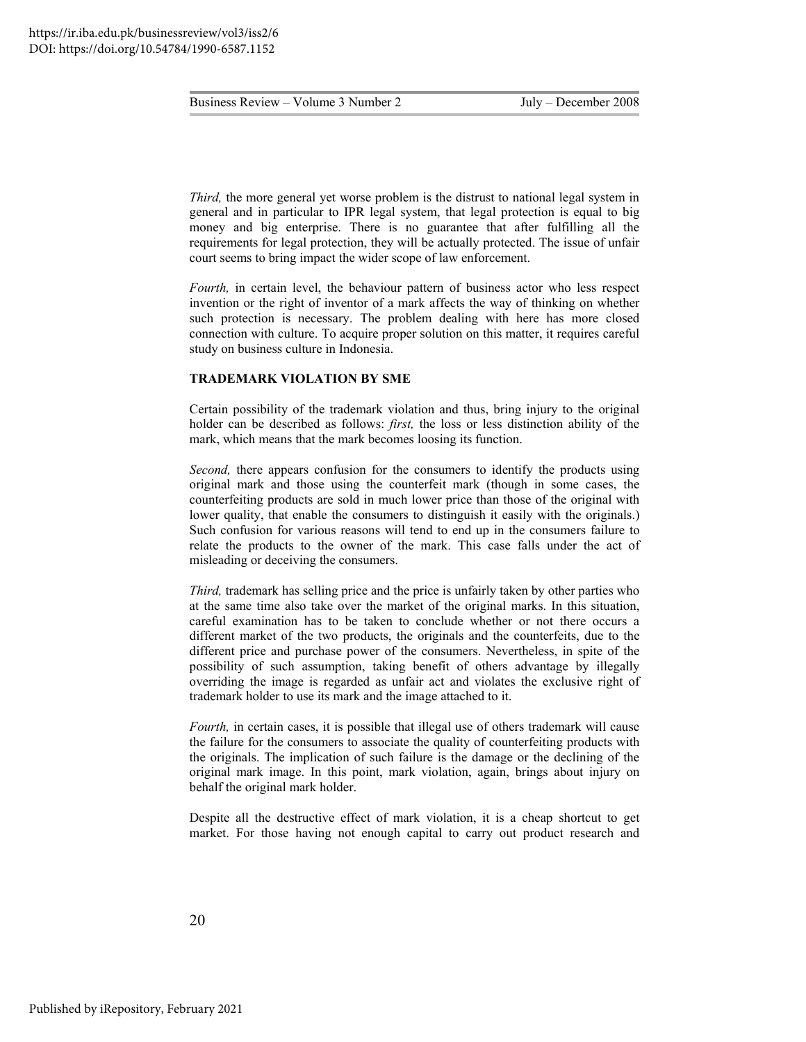*Third,* the more general yet worse problem is the distrust to national legal system in general and in particular to IPR legal system, that legal protection is equal to big money and big enterprise. There is no guarantee that after fulfilling all the requirements for legal protection, they will be actually protected. The issue of unfair court seems to bring impact the wider scope of law enforcement.

*Fourth,* in certain level, the behaviour pattern of business actor who less respect invention or the right of inventor of a mark affects the way of thinking on whether such protection is necessary. The problem dealing with here has more closed connection with culture. To acquire proper solution on this matter, it requires careful study on business culture in Indonesia.

**TRADEMARK VIOLATION BY SME**

Certain possibility of the trademark violation and thus, bring injury to the original holder can be described as follows: *first,* the loss or less distinction ability of the mark, which means that the mark becomes loosing its function.

*Second,* there appears confusion for the consumers to identify the products using original mark and those using the counterfeit mark (though in some cases, the counterfeiting products are sold in much lower price than those of the original with lower quality, that enable the consumers to distinguish it easily with the originals.) Such confusion for various reasons will tend to end up in the consumers failure to relate the products to the owner of the mark. This case falls under the act of misleading or deceiving the consumers.

*Third,* trademark has selling price and the price is unfairly taken by other parties who at the same time also take over the market of the original marks. In this situation, careful examination has to be taken to conclude whether or not there occurs a different market of the two products, the originals and the counterfeits, due to the different price and purchase power of the consumers. Nevertheless, in spite of the possibility of such assumption, taking benefit of others advantage by illegally overriding the image is regarded as unfair act and violates the exclusive right of trademark holder to use its mark and the image attached to it.

*Fourth,* in certain cases, it is possible that illegal use of others trademark will cause the failure for the consumers to associate the quality of counterfeiting products with the originals. The implication of such failure is the damage or the declining of the original mark image. In this point, mark violation, again, brings about injury on behalf the original mark holder.

Despite all the destructive effect of mark violation, it is a cheap shortcut to get market. For those having not enough capital to carry out product research and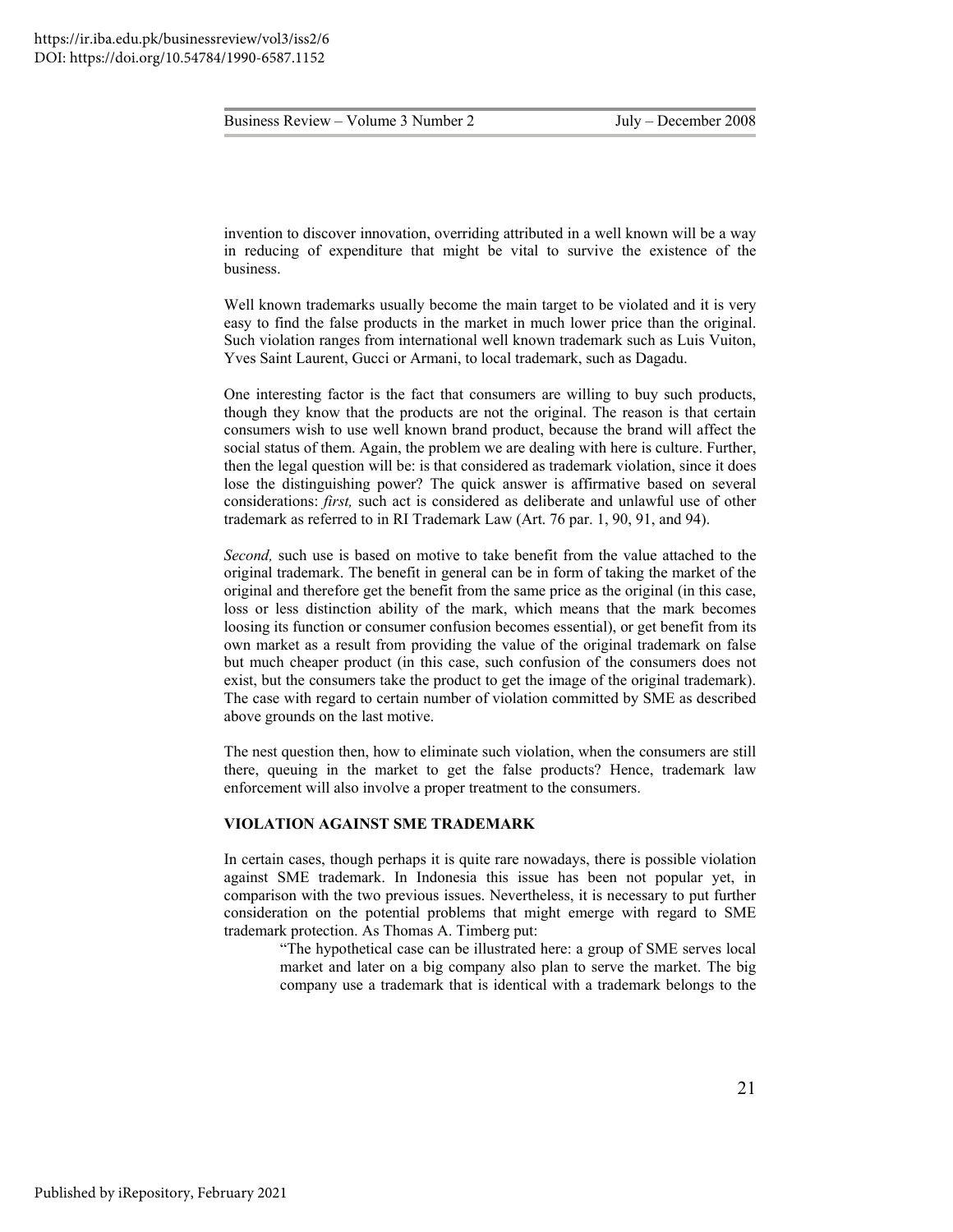invention to discover innovation, overriding attributed in a well known will be a way in reducing of expenditure that might be vital to survive the existence of the business.

Well known trademarks usually become the main target to be violated and it is very easy to find the false products in the market in much lower price than the original. Such violation ranges from international well known trademark such as Luis Vuiton, Yves Saint Laurent, Gucci or Armani, to local trademark, such as Dagadu.

One interesting factor is the fact that consumers are willing to buy such products, though they know that the products are not the original. The reason is that certain consumers wish to use well known brand product, because the brand will affect the social status of them. Again, the problem we are dealing with here is culture. Further, then the legal question will be: is that considered as trademark violation, since it does lose the distinguishing power? The quick answer is affirmative based on several considerations: *first,* such act is considered as deliberate and unlawful use of other trademark as referred to in RI Trademark Law (Art. 76 par. 1, 90, 91, and 94).

*Second,* such use is based on motive to take benefit from the value attached to the original trademark. The benefit in general can be in form of taking the market of the original and therefore get the benefit from the same price as the original (in this case, loss or less distinction ability of the mark, which means that the mark becomes loosing its function or consumer confusion becomes essential), or get benefit from its own market as a result from providing the value of the original trademark on false but much cheaper product (in this case, such confusion of the consumers does not exist, but the consumers take the product to get the image of the original trademark). The case with regard to certain number of violation committed by SME as described above grounds on the last motive.

The nest question then, how to eliminate such violation, when the consumers are still there, queuing in the market to get the false products? Hence, trademark law enforcement will also involve a proper treatment to the consumers.

**VIOLATION AGAINST SME TRADEMARK**

In certain cases, though perhaps it is quite rare nowadays, there is possible violation against SME trademark. In Indonesia this issue has been not popular yet, in comparison with the two previous issues. Nevertheless, it is necessary to put further consideration on the potential problems that might emerge with regard to SME trademark protection. As Thomas A. Timberg put:

> "The hypothetical case can be illustrated here: a group of SME serves local market and later on a big company also plan to serve the market. The big company use a trademark that is identical with a trademark belongs to the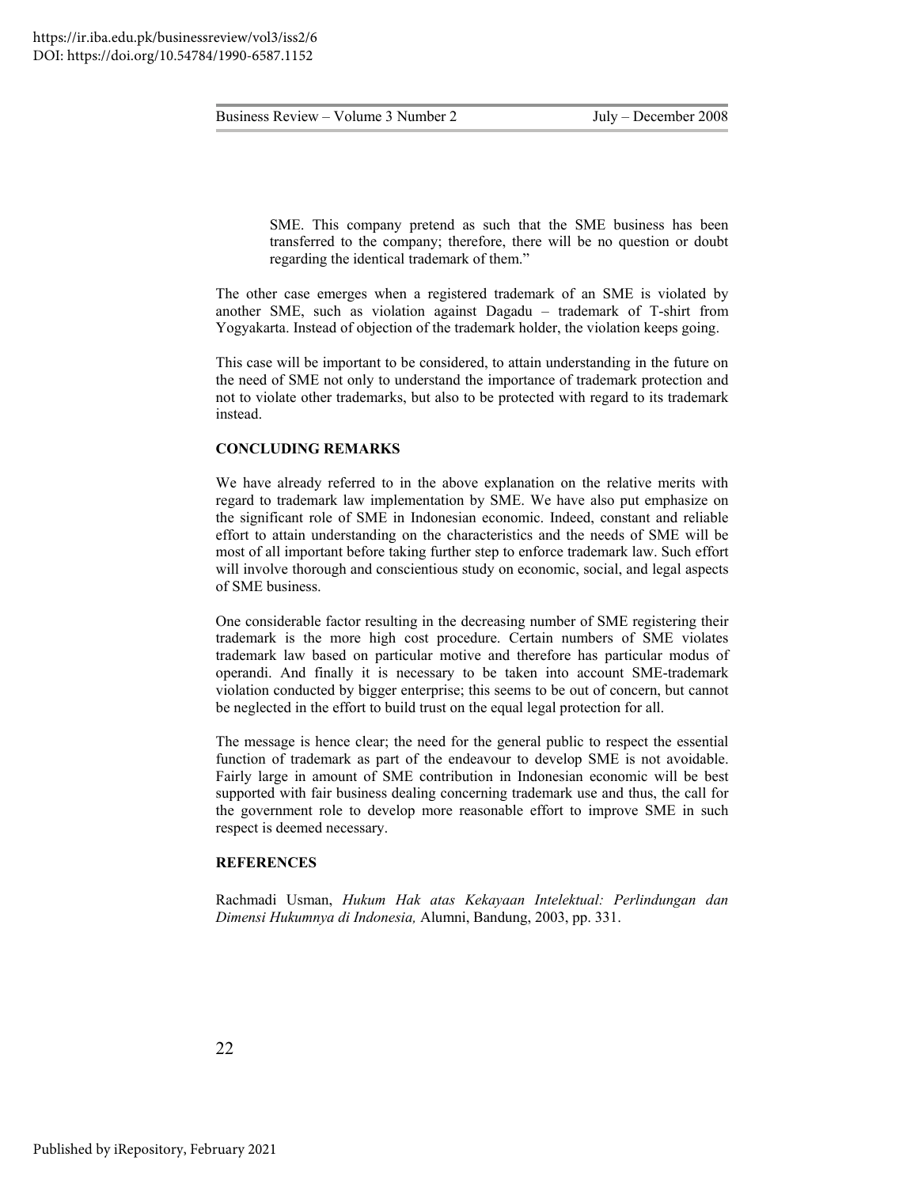> SME. This company pretend as such that the SME business has been transferred to the company; therefore, there will be no question or doubt regarding the identical trademark of them."

The other case emerges when a registered trademark of an SME is violated by another SME, such as violation against Dagadu – trademark of T-shirt from Yogyakarta. Instead of objection of the trademark holder, the violation keeps going.

This case will be important to be considered, to attain understanding in the future on the need of SME not only to understand the importance of trademark protection and not to violate other trademarks, but also to be protected with regard to its trademark instead.

## CONCLUDING REMARKS

We have already referred to in the above explanation on the relative merits with regard to trademark law implementation by SME. We have also put emphasize on the significant role of SME in Indonesian economic. Indeed, constant and reliable effort to attain understanding on the characteristics and the needs of SME will be most of all important before taking further step to enforce trademark law. Such effort will involve thorough and conscientious study on economic, social, and legal aspects of SME business.

One considerable factor resulting in the decreasing number of SME registering their trademark is the more high cost procedure. Certain numbers of SME violates trademark law based on particular motive and therefore has particular modus of operandi. And finally it is necessary to be taken into account SME-trademark violation conducted by bigger enterprise; this seems to be out of concern, but cannot be neglected in the effort to build trust on the equal legal protection for all.

The message is hence clear; the need for the general public to respect the essential function of trademark as part of the endeavour to develop SME is not avoidable. Fairly large in amount of SME contribution in Indonesian economic will be best supported with fair business dealing concerning trademark use and thus, the call for the government role to develop more reasonable effort to improve SME in such respect is deemed necessary.

## REFERENCES

Rachmadi Usman, *Hukum Hak atas Kekayaan Intelektual: Perlindungan dan Dimensi Hukumnya di Indonesia,* Alumni, Bandung, 2003, pp. 331.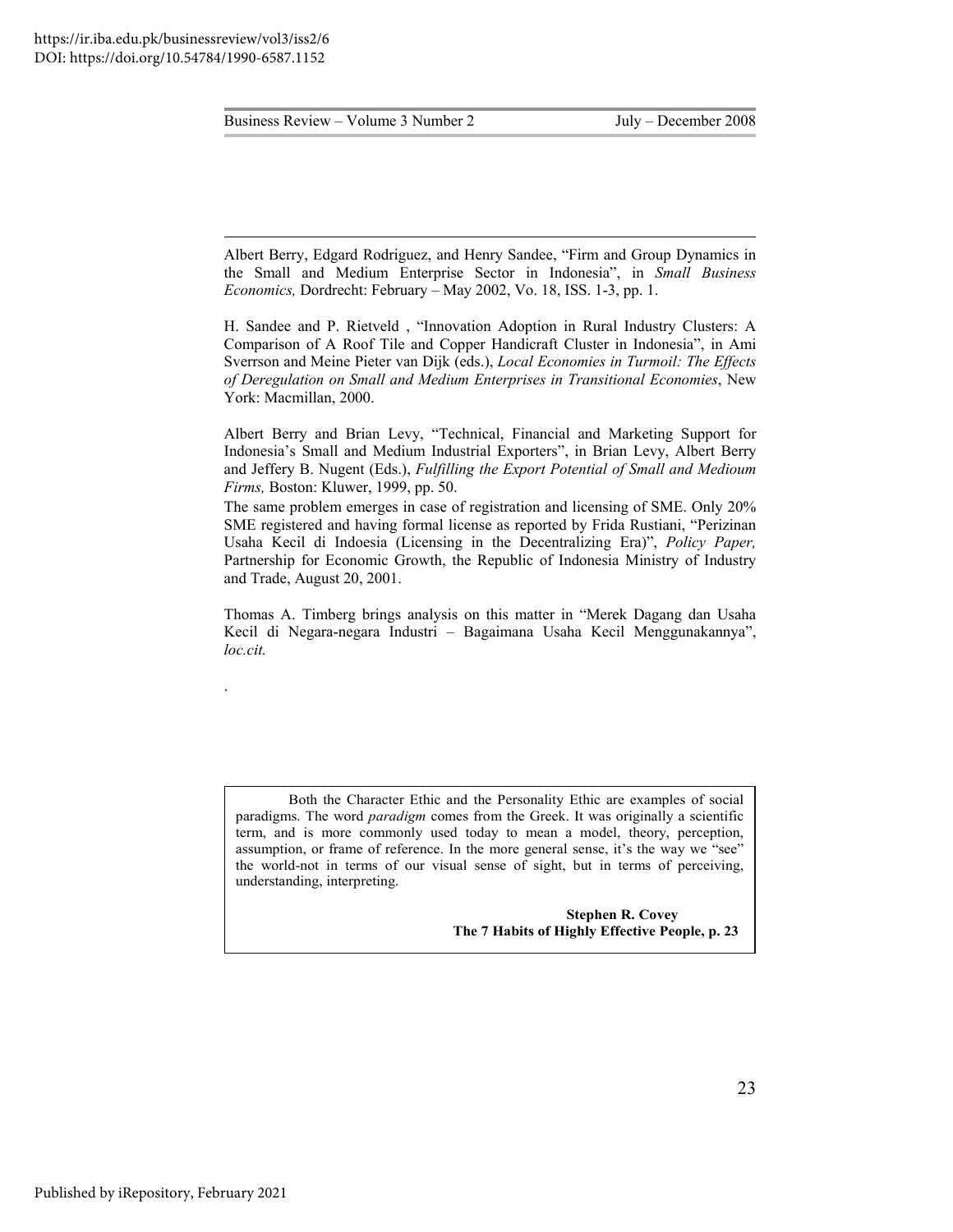Albert Berry, Edgard Rodriguez, and Henry Sandee, "Firm and Group Dynamics in the Small and Medium Enterprise Sector in Indonesia", in *Small Business Economics,* Dordrecht: February – May 2002, Vo. 18, ISS. 1-3, pp. 1.

H. Sandee and P. Rietveld , "Innovation Adoption in Rural Industry Clusters: A Comparison of A Roof Tile and Copper Handicraft Cluster in Indonesia", in Ami Sverrson and Meine Pieter van Dijk (eds.), *Local Economies in Turmoil: The Effects of Deregulation on Small and Medium Enterprises in Transitional Economies*, New York: Macmillan, 2000.

Albert Berry and Brian Levy, "Technical, Financial and Marketing Support for Indonesia's Small and Medium Industrial Exporters", in Brian Levy, Albert Berry and Jeffery B. Nugent (Eds.), *Fulfilling the Export Potential of Small and Medioum Firms,* Boston: Kluwer, 1999, pp. 50.

The same problem emerges in case of registration and licensing of SME. Only 20% SME registered and having formal license as reported by Frida Rustiani, "Perizinan Usaha Kecil di Indoesia (Licensing in the Decentralizing Era)", *Policy Paper,* Partnership for Economic Growth, the Republic of Indonesia Ministry of Industry and Trade, August 20, 2001.

Thomas A. Timberg brings analysis on this matter in "Merek Dagang dan Usaha Kecil di Negara-negara Industri – Bagaimana Usaha Kecil Menggunakannya", *loc.cit.*

> Both the Character Ethic and the Personality Ethic are examples of social paradigms. The word *paradigm* comes from the Greek. It was originally a scientific term, and is more commonly used today to mean a model, theory, perception, assumption, or frame of reference. In the more general sense, it's the way we "see" the world-not in terms of our visual sense of sight, but in terms of perceiving, understanding, interpreting.
>
> **Stephen R. Covey**
> **The 7 Habits of Highly Effective People, p. 23**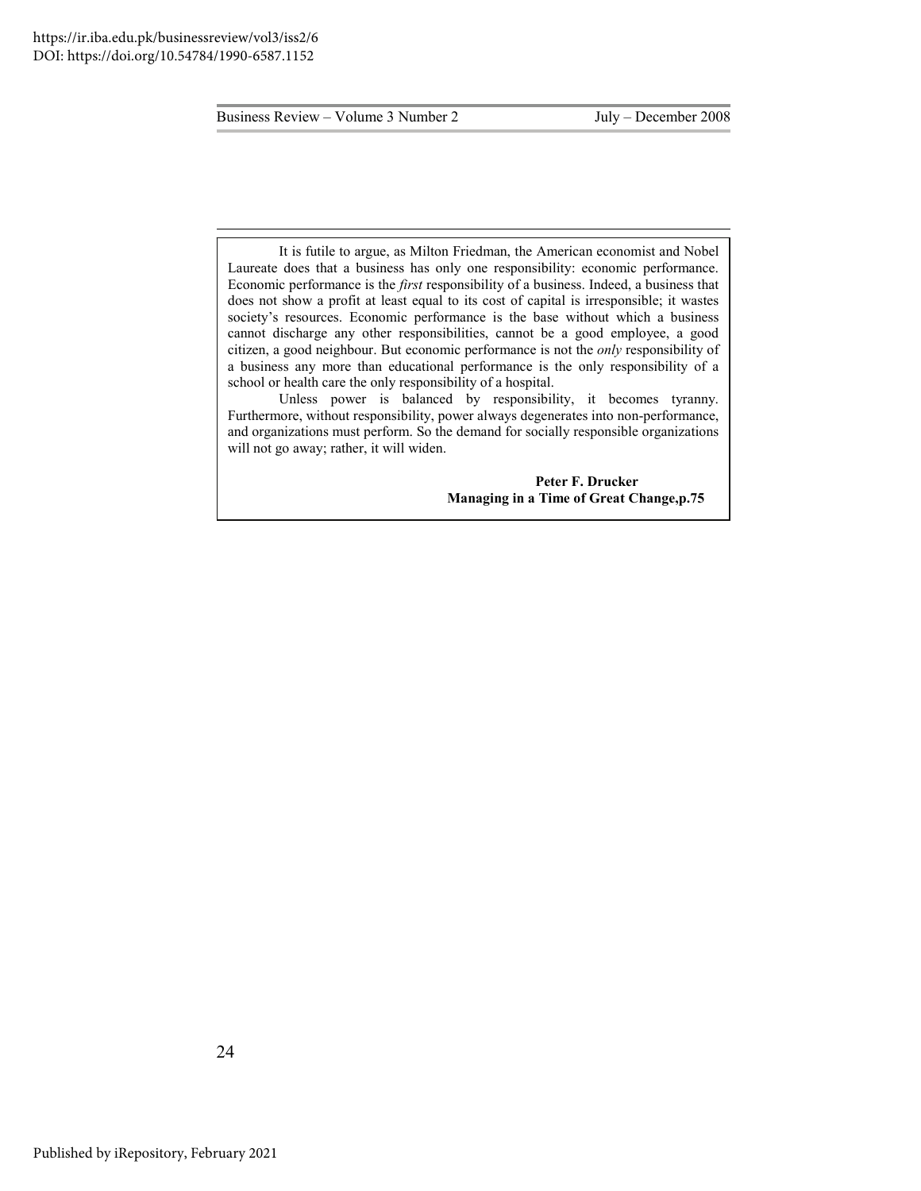It is futile to argue, as Milton Friedman, the American economist and Nobel Laureate does that a business has only one responsibility: economic performance. Economic performance is the *first* responsibility of a business. Indeed, a business that does not show a profit at least equal to its cost of capital is irresponsible; it wastes society's resources. Economic performance is the base without which a business cannot discharge any other responsibilities, cannot be a good employee, a good citizen, a good neighbour. But economic performance is not the *only* responsibility of a business any more than educational performance is the only responsibility of a school or health care the only responsibility of a hospital.

Unless power is balanced by responsibility, it becomes tyranny. Furthermore, without responsibility, power always degenerates into non-performance, and organizations must perform. So the demand for socially responsible organizations will not go away; rather, it will widen.

**Peter F. Drucker**
**Managing in a Time of Great Change,p.75**